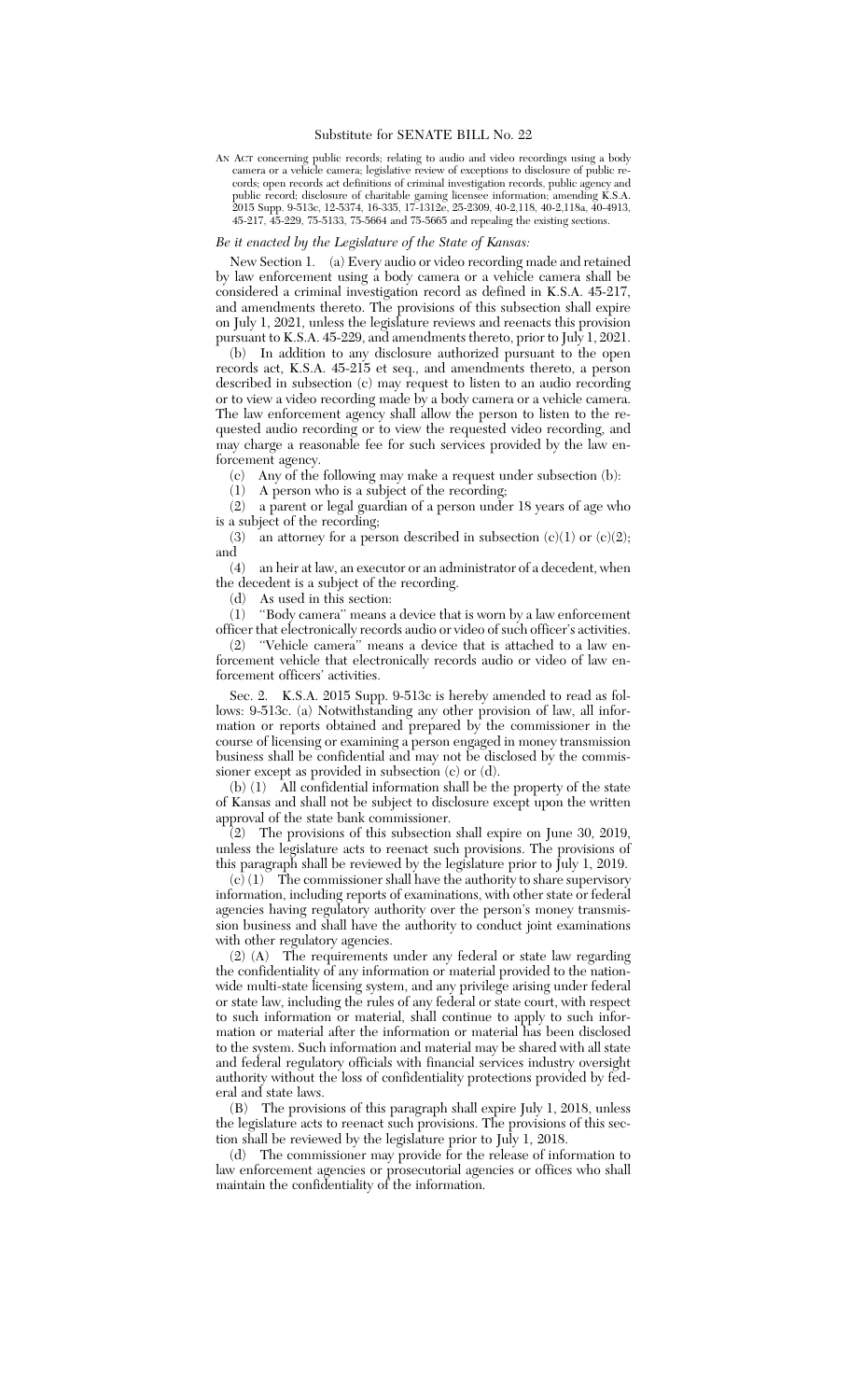# Substitute for SENATE BILL No. 22

AN ACT concerning public records; relating to audio and video recordings using a body camera or a vehicle camera; legislative review of exceptions to disclosure of public records; open records act definitions of criminal investigation records, public agency and public record; disclosure of charitable gaming licensee information; amending K.S.A. 2015 Supp. 9-513c, 12-5374, 16-335, 17-1312e, 25-2309, 40-2,118, 40-2,118a, 40-4913, 45-217, 45-229, 75-5133, 75-5664 and 75-5665 and repealing the existing sections.

*Be it enacted by the Legislature of the State of Kansas:*

New Section 1. (a) Every audio or video recording made and retained by law enforcement using a body camera or a vehicle camera shall be considered a criminal investigation record as defined in K.S.A. 45-217, and amendments thereto. The provisions of this subsection shall expire on July 1, 2021, unless the legislature reviews and reenacts this provision pursuant to K.S.A. 45-229, and amendments thereto, prior to July 1, 2021.

(b) In addition to any disclosure authorized pursuant to the open records act, K.S.A. 45-215 et seq., and amendments thereto, a person described in subsection (c) may request to listen to an audio recording or to view a video recording made by a body camera or a vehicle camera. The law enforcement agency shall allow the person to listen to the requested audio recording or to view the requested video recording, and may charge a reasonable fee for such services provided by the law enforcement agency.

(c) Any of the following may make a request under subsection (b):

(1) A person who is a subject of the recording;

(2) a parent or legal guardian of a person under 18 years of age who is a subject of the recording;

(3) an attorney for a person described in subsection (c)(1) or (c)(2); and

(4) an heir at law, an executor or an administrator of a decedent, when the decedent is a subject of the recording.

(d) As used in this section:

(1) "Body camera" means a device that is worn by a law enforcement officer that electronically records audio or video of such officer's activities.

(2) "Vehicle camera" means a device that is attached to a law enforcement vehicle that electronically records audio or video of law enforcement officers' activities.

Sec. 2. K.S.A. 2015 Supp. 9-513c is hereby amended to read as follows: 9-513c. (a) Notwithstanding any other provision of law, all information or reports obtained and prepared by the commissioner in the course of licensing or examining a person engaged in money transmission business shall be confidential and may not be disclosed by the commissioner except as provided in subsection (c) or (d).

(b) (1) All confidential information shall be the property of the state of Kansas and shall not be subject to disclosure except upon the written approval of the state bank commissioner.

(2) The provisions of this subsection shall expire on June 30, 2019, unless the legislature acts to reenact such provisions. The provisions of this paragraph shall be reviewed by the legislature prior to July 1, 2019.

(c) (1) The commissioner shall have the authority to share supervisory information, including reports of examinations, with other state or federal agencies having regulatory authority over the person's money transmission business and shall have the authority to conduct joint examinations with other regulatory agencies.

(2) (A) The requirements under any federal or state law regarding the confidentiality of any information or material provided to the nationwide multi-state licensing system, and any privilege arising under federal or state law, including the rules of any federal or state court, with respect to such information or material, shall continue to apply to such information or material after the information or material has been disclosed to the system. Such information and material may be shared with all state and federal regulatory officials with financial services industry oversight authority without the loss of confidentiality protections provided by federal and state laws.

(B) The provisions of this paragraph shall expire July 1, 2018, unless the legislature acts to reenact such provisions. The provisions of this section shall be reviewed by the legislature prior to July 1, 2018.

(d) The commissioner may provide for the release of information to law enforcement agencies or prosecutorial agencies or offices who shall maintain the confidentiality of the information.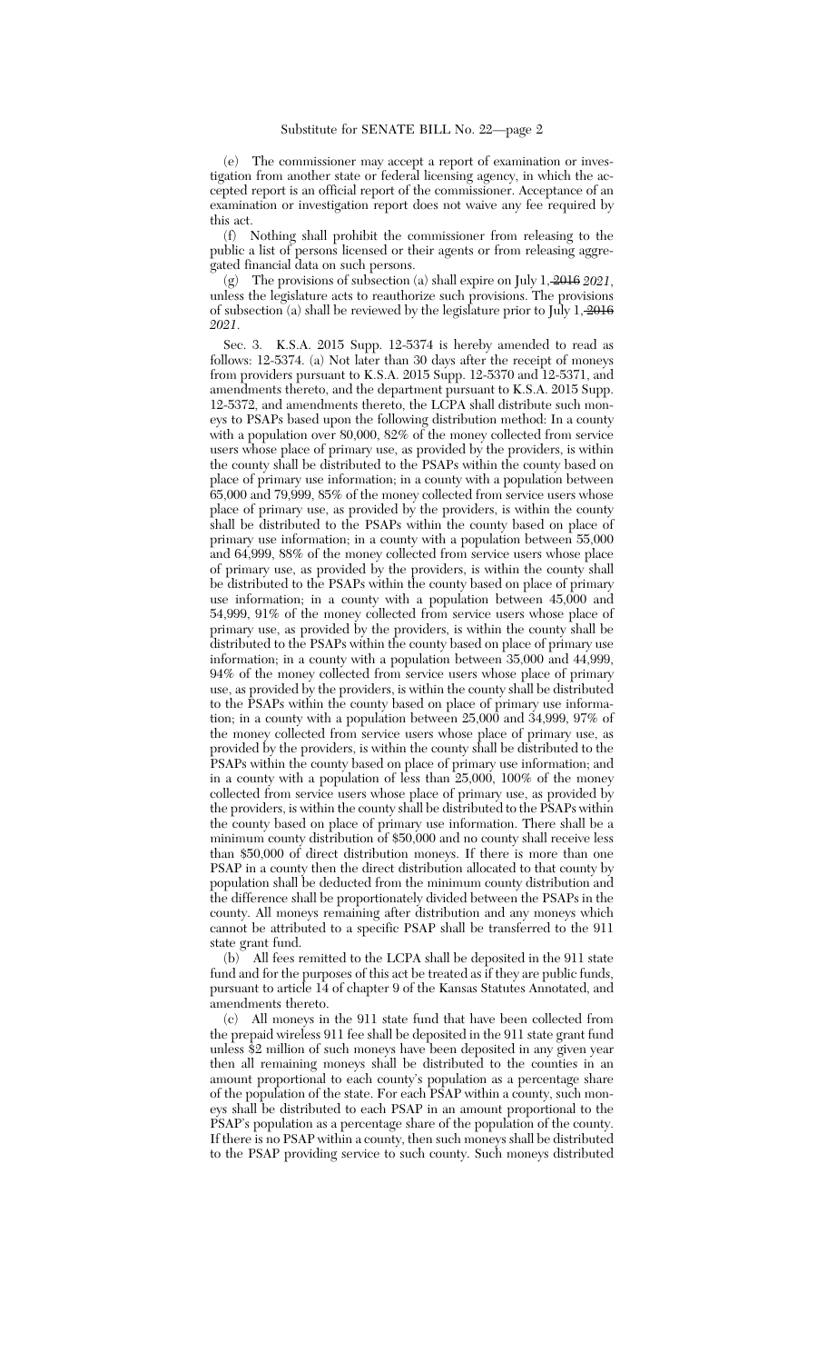(e) The commissioner may accept a report of examination or investigation from another state or federal licensing agency, in which the accepted report is an official report of the commissioner. Acceptance of an examination or investigation report does not waive any fee required by this act.

(f) Nothing shall prohibit the commissioner from releasing to the public a list of persons licensed or their agents or from releasing aggregated financial data on such persons.

(g) The provisions of subsection (a) shall expire on July 1, ~~2016~~ *2021*, unless the legislature acts to reauthorize such provisions. The provisions of subsection (a) shall be reviewed by the legislature prior to July 1, ~~2016~~ *2021*.

Sec. 3. K.S.A. 2015 Supp. 12-5374 is hereby amended to read as follows: 12-5374. (a) Not later than 30 days after the receipt of moneys from providers pursuant to K.S.A. 2015 Supp. 12-5370 and 12-5371, and amendments thereto, and the department pursuant to K.S.A. 2015 Supp. 12-5372, and amendments thereto, the LCPA shall distribute such moneys to PSAPs based upon the following distribution method: In a county with a population over 80,000, 82% of the money collected from service users whose place of primary use, as provided by the providers, is within the county shall be distributed to the PSAPs within the county based on place of primary use information; in a county with a population between 65,000 and 79,999, 85% of the money collected from service users whose place of primary use, as provided by the providers, is within the county shall be distributed to the PSAPs within the county based on place of primary use information; in a county with a population between 55,000 and 64,999, 88% of the money collected from service users whose place of primary use, as provided by the providers, is within the county shall be distributed to the PSAPs within the county based on place of primary use information; in a county with a population between 45,000 and 54,999, 91% of the money collected from service users whose place of primary use, as provided by the providers, is within the county shall be distributed to the PSAPs within the county based on place of primary use information; in a county with a population between 35,000 and 44,999, 94% of the money collected from service users whose place of primary use, as provided by the providers, is within the county shall be distributed to the PSAPs within the county based on place of primary use information; in a county with a population between 25,000 and 34,999, 97% of the money collected from service users whose place of primary use, as provided by the providers, is within the county shall be distributed to the PSAPs within the county based on place of primary use information; and in a county with a population of less than 25,000, 100% of the money collected from service users whose place of primary use, as provided by the providers, is within the county shall be distributed to the PSAPs within the county based on place of primary use information. There shall be a minimum county distribution of $50,000 and no county shall receive less than $50,000 of direct distribution moneys. If there is more than one PSAP in a county then the direct distribution allocated to that county by population shall be deducted from the minimum county distribution and the difference shall be proportionately divided between the PSAPs in the county. All moneys remaining after distribution and any moneys which cannot be attributed to a specific PSAP shall be transferred to the 911 state grant fund.

(b) All fees remitted to the LCPA shall be deposited in the 911 state fund and for the purposes of this act be treated as if they are public funds, pursuant to article 14 of chapter 9 of the Kansas Statutes Annotated, and amendments thereto.

(c) All moneys in the 911 state fund that have been collected from the prepaid wireless 911 fee shall be deposited in the 911 state grant fund unless $2 million of such moneys have been deposited in any given year then all remaining moneys shall be distributed to the counties in an amount proportional to each county's population as a percentage share of the population of the state. For each PSAP within a county, such moneys shall be distributed to each PSAP in an amount proportional to the PSAP's population as a percentage share of the population of the county. If there is no PSAP within a county, then such moneys shall be distributed to the PSAP providing service to such county. Such moneys distributed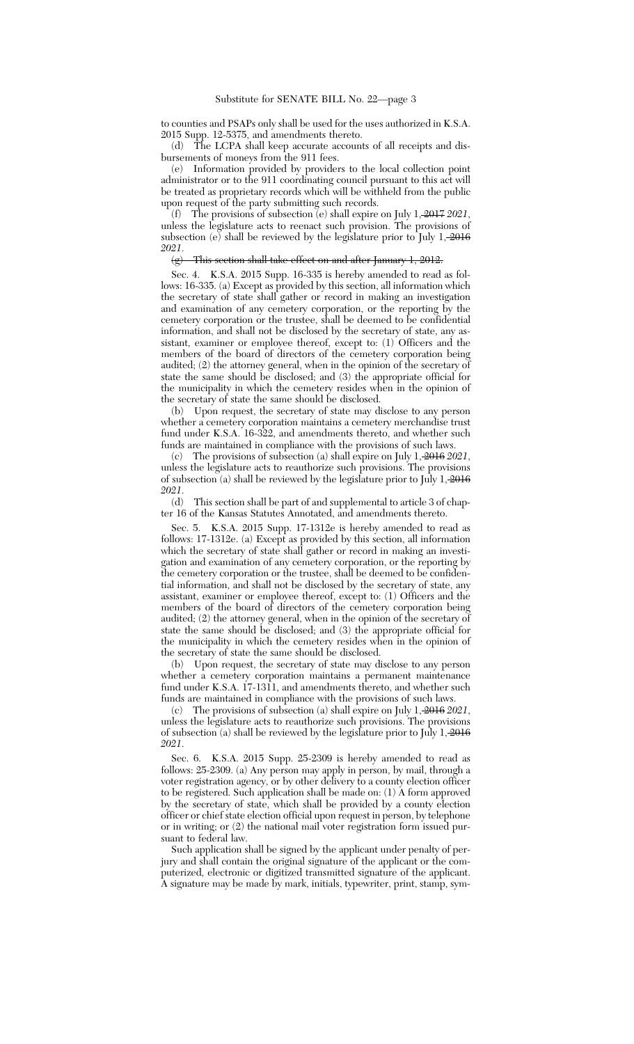to counties and PSAPs only shall be used for the uses authorized in K.S.A. 2015 Supp. 12-5375, and amendments thereto.

(d) The LCPA shall keep accurate accounts of all receipts and disbursements of moneys from the 911 fees.

(e) Information provided by providers to the local collection point administrator or to the 911 coordinating council pursuant to this act will be treated as proprietary records which will be withheld from the public upon request of the party submitting such records.

(f) The provisions of subsection (e) shall expire on July 1, ~~2017~~ *2021*, unless the legislature acts to reenact such provision. The provisions of subsection (e) shall be reviewed by the legislature prior to July 1, ~~2016~~ *2021*.

~~(g) This section shall take effect on and after January 1, 2012.~~

Sec. 4. K.S.A. 2015 Supp. 16-335 is hereby amended to read as follows: 16-335. (a) Except as provided by this section, all information which the secretary of state shall gather or record in making an investigation and examination of any cemetery corporation, or the reporting by the cemetery corporation or the trustee, shall be deemed to be confidential information, and shall not be disclosed by the secretary of state, any assistant, examiner or employee thereof, except to: (1) Officers and the members of the board of directors of the cemetery corporation being audited; (2) the attorney general, when in the opinion of the secretary of state the same should be disclosed; and (3) the appropriate official for the municipality in which the cemetery resides when in the opinion of the secretary of state the same should be disclosed.

(b) Upon request, the secretary of state may disclose to any person whether a cemetery corporation maintains a cemetery merchandise trust fund under K.S.A. 16-322, and amendments thereto, and whether such funds are maintained in compliance with the provisions of such laws.

(c) The provisions of subsection (a) shall expire on July 1, ~~2016~~ *2021*, unless the legislature acts to reauthorize such provisions. The provisions of subsection (a) shall be reviewed by the legislature prior to July 1, ~~2016~~ *2021*.

(d) This section shall be part of and supplemental to article 3 of chapter 16 of the Kansas Statutes Annotated, and amendments thereto.

Sec. 5. K.S.A. 2015 Supp. 17-1312e is hereby amended to read as follows: 17-1312e. (a) Except as provided by this section, all information which the secretary of state shall gather or record in making an investigation and examination of any cemetery corporation, or the reporting by the cemetery corporation or the trustee, shall be deemed to be confidential information, and shall not be disclosed by the secretary of state, any assistant, examiner or employee thereof, except to: (1) Officers and the members of the board of directors of the cemetery corporation being audited; (2) the attorney general, when in the opinion of the secretary of state the same should be disclosed; and (3) the appropriate official for the municipality in which the cemetery resides when in the opinion of the secretary of state the same should be disclosed.

(b) Upon request, the secretary of state may disclose to any person whether a cemetery corporation maintains a permanent maintenance fund under K.S.A. 17-1311, and amendments thereto, and whether such funds are maintained in compliance with the provisions of such laws.

(c) The provisions of subsection (a) shall expire on July 1, ~~2016~~ *2021*, unless the legislature acts to reauthorize such provisions. The provisions of subsection (a) shall be reviewed by the legislature prior to July 1, ~~2016~~ *2021*.

Sec. 6. K.S.A. 2015 Supp. 25-2309 is hereby amended to read as follows: 25-2309. (a) Any person may apply in person, by mail, through a voter registration agency, or by other delivery to a county election officer to be registered. Such application shall be made on: (1) A form approved by the secretary of state, which shall be provided by a county election officer or chief state election official upon request in person, by telephone or in writing; or (2) the national mail voter registration form issued pursuant to federal law.

Such application shall be signed by the applicant under penalty of perjury and shall contain the original signature of the applicant or the computerized, electronic or digitized transmitted signature of the applicant. A signature may be made by mark, initials, typewriter, print, stamp, sym-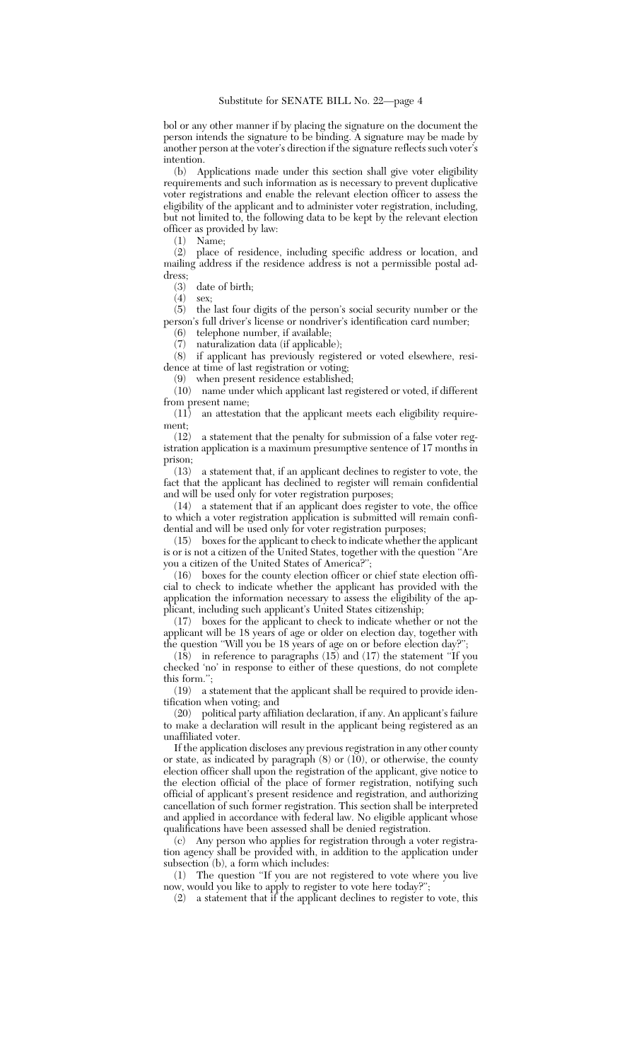bol or any other manner if by placing the signature on the document the person intends the signature to be binding. A signature may be made by another person at the voter's direction if the signature reflects such voter's intention.

(b) Applications made under this section shall give voter eligibility requirements and such information as is necessary to prevent duplicative voter registrations and enable the relevant election officer to assess the eligibility of the applicant and to administer voter registration, including, but not limited to, the following data to be kept by the relevant election officer as provided by law:

(1) Name;

(2) place of residence, including specific address or location, and mailing address if the residence address is not a permissible postal address;

(3) date of birth;

(4) sex;

(5) the last four digits of the person's social security number or the person's full driver's license or nondriver's identification card number;

(6) telephone number, if available;

(7) naturalization data (if applicable);

(8) if applicant has previously registered or voted elsewhere, residence at time of last registration or voting;

(9) when present residence established;

(10) name under which applicant last registered or voted, if different from present name;

(11) an attestation that the applicant meets each eligibility requirement;

(12) a statement that the penalty for submission of a false voter registration application is a maximum presumptive sentence of 17 months in prison;

(13) a statement that, if an applicant declines to register to vote, the fact that the applicant has declined to register will remain confidential and will be used only for voter registration purposes;

(14) a statement that if an applicant does register to vote, the office to which a voter registration application is submitted will remain confidential and will be used only for voter registration purposes;

(15) boxes for the applicant to check to indicate whether the applicant is or is not a citizen of the United States, together with the question "Are you a citizen of the United States of America?";

(16) boxes for the county election officer or chief state election official to check to indicate whether the applicant has provided with the application the information necessary to assess the eligibility of the applicant, including such applicant's United States citizenship;

(17) boxes for the applicant to check to indicate whether or not the applicant will be 18 years of age or older on election day, together with the question "Will you be 18 years of age on or before election day?";

(18) in reference to paragraphs (15) and (17) the statement "If you checked 'no' in response to either of these questions, do not complete this form.";

(19) a statement that the applicant shall be required to provide identification when voting; and

(20) political party affiliation declaration, if any. An applicant's failure to make a declaration will result in the applicant being registered as an unaffiliated voter.

If the application discloses any previous registration in any other county or state, as indicated by paragraph (8) or (10), or otherwise, the county election officer shall upon the registration of the applicant, give notice to the election official of the place of former registration, notifying such official of applicant's present residence and registration, and authorizing cancellation of such former registration. This section shall be interpreted and applied in accordance with federal law. No eligible applicant whose qualifications have been assessed shall be denied registration.

(c) Any person who applies for registration through a voter registration agency shall be provided with, in addition to the application under subsection (b), a form which includes:

(1) The question "If you are not registered to vote where you live now, would you like to apply to register to vote here today?";

(2) a statement that if the applicant declines to register to vote, this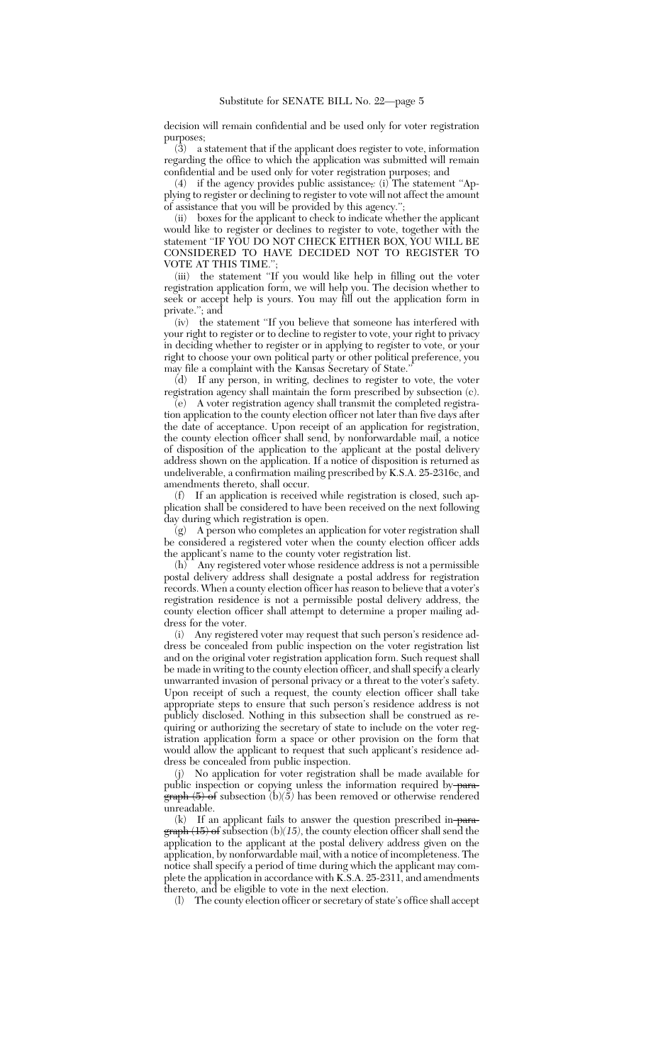decision will remain confidential and be used only for voter registration purposes;

(3) a statement that if the applicant does register to vote, information regarding the office to which the application was submitted will remain confidential and be used only for voter registration purposes; and

(4) if the agency provides public assistance~~,~~: (i) The statement "Applying to register or declining to register to vote will not affect the amount of assistance that you will be provided by this agency.";

(ii) boxes for the applicant to check to indicate whether the applicant would like to register or declines to register to vote, together with the statement "IF YOU DO NOT CHECK EITHER BOX, YOU WILL BE CONSIDERED TO HAVE DECIDED NOT TO REGISTER TO VOTE AT THIS TIME.";

(iii) the statement "If you would like help in filling out the voter registration application form, we will help you. The decision whether to seek or accept help is yours. You may fill out the application form in private."; and

(iv) the statement "If you believe that someone has interfered with your right to register or to decline to register to vote, your right to privacy in deciding whether to register or in applying to register to vote, or your right to choose your own political party or other political preference, you may file a complaint with the Kansas Secretary of State."

(d) If any person, in writing, declines to register to vote, the voter registration agency shall maintain the form prescribed by subsection (c).

(e) A voter registration agency shall transmit the completed registration application to the county election officer not later than five days after the date of acceptance. Upon receipt of an application for registration, the county election officer shall send, by nonforwardable mail, a notice of disposition of the application to the applicant at the postal delivery address shown on the application. If a notice of disposition is returned as undeliverable, a confirmation mailing prescribed by K.S.A. 25-2316c, and amendments thereto, shall occur.

(f) If an application is received while registration is closed, such application shall be considered to have been received on the next following day during which registration is open.

(g) A person who completes an application for voter registration shall be considered a registered voter when the county election officer adds the applicant's name to the county voter registration list.

(h) Any registered voter whose residence address is not a permissible postal delivery address shall designate a postal address for registration records. When a county election officer has reason to believe that a voter's registration residence is not a permissible postal delivery address, the county election officer shall attempt to determine a proper mailing address for the voter.

(i) Any registered voter may request that such person's residence address be concealed from public inspection on the voter registration list and on the original voter registration application form. Such request shall be made in writing to the county election officer, and shall specify a clearly unwarranted invasion of personal privacy or a threat to the voter's safety. Upon receipt of such a request, the county election officer shall take appropriate steps to ensure that such person's residence address is not publicly disclosed. Nothing in this subsection shall be construed as requiring or authorizing the secretary of state to include on the voter registration application form a space or other provision on the form that would allow the applicant to request that such applicant's residence address be concealed from public inspection.

(j) No application for voter registration shall be made available for public inspection or copying unless the information required by ~~paragraph (5) of~~ subsection (b)*(5)* has been removed or otherwise rendered unreadable.

(k) If an applicant fails to answer the question prescribed in ~~paragraph (15) of~~ subsection (b)*(15)*, the county election officer shall send the application to the applicant at the postal delivery address given on the application, by nonforwardable mail, with a notice of incompleteness. The notice shall specify a period of time during which the applicant may complete the application in accordance with K.S.A. 25-2311, and amendments thereto, and be eligible to vote in the next election.

(l) The county election officer or secretary of state's office shall accept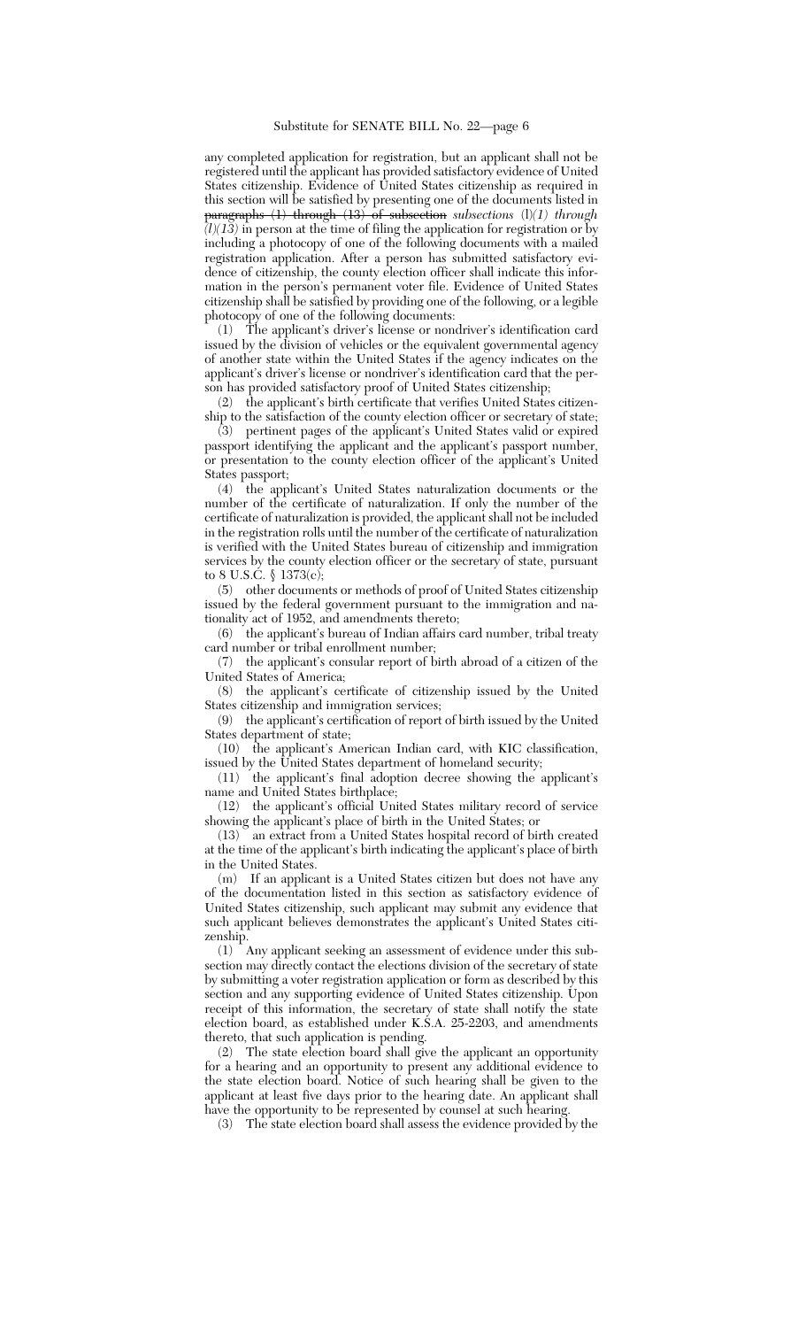any completed application for registration, but an applicant shall not be registered until the applicant has provided satisfactory evidence of United States citizenship. Evidence of United States citizenship as required in this section will be satisfied by presenting one of the documents listed in ~~paragraphs (1) through (13) of subsection~~ *subsections* (l)*(1) through (l)(13)* in person at the time of filing the application for registration or by including a photocopy of one of the following documents with a mailed registration application. After a person has submitted satisfactory evidence of citizenship, the county election officer shall indicate this information in the person's permanent voter file. Evidence of United States citizenship shall be satisfied by providing one of the following, or a legible photocopy of one of the following documents:

(1) The applicant's driver's license or nondriver's identification card issued by the division of vehicles or the equivalent governmental agency of another state within the United States if the agency indicates on the applicant's driver's license or nondriver's identification card that the person has provided satisfactory proof of United States citizenship;

(2) the applicant's birth certificate that verifies United States citizenship to the satisfaction of the county election officer or secretary of state;

(3) pertinent pages of the applicant's United States valid or expired passport identifying the applicant and the applicant's passport number, or presentation to the county election officer of the applicant's United States passport;

(4) the applicant's United States naturalization documents or the number of the certificate of naturalization. If only the number of the certificate of naturalization is provided, the applicant shall not be included in the registration rolls until the number of the certificate of naturalization is verified with the United States bureau of citizenship and immigration services by the county election officer or the secretary of state, pursuant to 8 U.S.C. § 1373(c);

(5) other documents or methods of proof of United States citizenship issued by the federal government pursuant to the immigration and nationality act of 1952, and amendments thereto;

(6) the applicant's bureau of Indian affairs card number, tribal treaty card number or tribal enrollment number;

(7) the applicant's consular report of birth abroad of a citizen of the United States of America;

(8) the applicant's certificate of citizenship issued by the United States citizenship and immigration services;

(9) the applicant's certification of report of birth issued by the United States department of state;

(10) the applicant's American Indian card, with KIC classification, issued by the United States department of homeland security;

(11) the applicant's final adoption decree showing the applicant's name and United States birthplace;

(12) the applicant's official United States military record of service showing the applicant's place of birth in the United States; or

(13) an extract from a United States hospital record of birth created at the time of the applicant's birth indicating the applicant's place of birth in the United States.

(m) If an applicant is a United States citizen but does not have any of the documentation listed in this section as satisfactory evidence of United States citizenship, such applicant may submit any evidence that such applicant believes demonstrates the applicant's United States citizenship.

(1) Any applicant seeking an assessment of evidence under this subsection may directly contact the elections division of the secretary of state by submitting a voter registration application or form as described by this section and any supporting evidence of United States citizenship. Upon receipt of this information, the secretary of state shall notify the state election board, as established under K.S.A. 25-2203, and amendments thereto, that such application is pending.

(2) The state election board shall give the applicant an opportunity for a hearing and an opportunity to present any additional evidence to the state election board. Notice of such hearing shall be given to the applicant at least five days prior to the hearing date. An applicant shall have the opportunity to be represented by counsel at such hearing.

(3) The state election board shall assess the evidence provided by the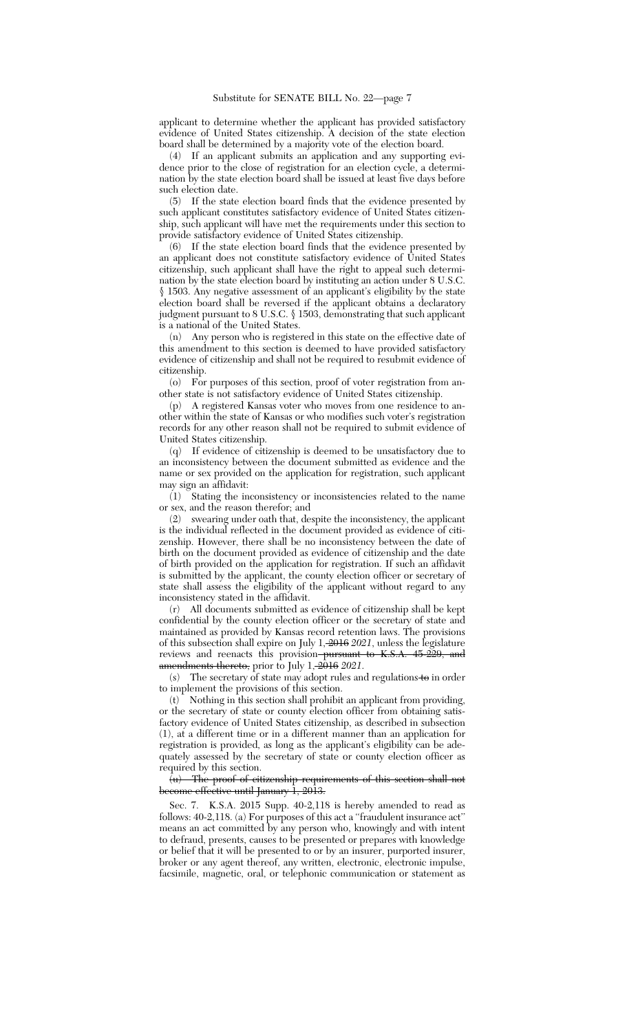applicant to determine whether the applicant has provided satisfactory evidence of United States citizenship. A decision of the state election board shall be determined by a majority vote of the election board.

(4) If an applicant submits an application and any supporting evidence prior to the close of registration for an election cycle, a determination by the state election board shall be issued at least five days before such election date.

(5) If the state election board finds that the evidence presented by such applicant constitutes satisfactory evidence of United States citizenship, such applicant will have met the requirements under this section to provide satisfactory evidence of United States citizenship.

(6) If the state election board finds that the evidence presented by an applicant does not constitute satisfactory evidence of United States citizenship, such applicant shall have the right to appeal such determination by the state election board by instituting an action under 8 U.S.C. § 1503. Any negative assessment of an applicant's eligibility by the state election board shall be reversed if the applicant obtains a declaratory judgment pursuant to 8 U.S.C. § 1503, demonstrating that such applicant is a national of the United States.

(n) Any person who is registered in this state on the effective date of this amendment to this section is deemed to have provided satisfactory evidence of citizenship and shall not be required to resubmit evidence of citizenship.

(o) For purposes of this section, proof of voter registration from another state is not satisfactory evidence of United States citizenship.

(p) A registered Kansas voter who moves from one residence to another within the state of Kansas or who modifies such voter's registration records for any other reason shall not be required to submit evidence of United States citizenship.

(q) If evidence of citizenship is deemed to be unsatisfactory due to an inconsistency between the document submitted as evidence and the name or sex provided on the application for registration, such applicant may sign an affidavit:

(1) Stating the inconsistency or inconsistencies related to the name or sex, and the reason therefor; and

(2) swearing under oath that, despite the inconsistency, the applicant is the individual reflected in the document provided as evidence of citizenship. However, there shall be no inconsistency between the date of birth on the document provided as evidence of citizenship and the date of birth provided on the application for registration. If such an affidavit is submitted by the applicant, the county election officer or secretary of state shall assess the eligibility of the applicant without regard to any inconsistency stated in the affidavit.

(r) All documents submitted as evidence of citizenship shall be kept confidential by the county election officer or the secretary of state and maintained as provided by Kansas record retention laws. The provisions of this subsection shall expire on July 1, ~~2016~~ *2021*, unless the legislature reviews and reenacts this provision ~~pursuant to K.S.A. 45-229, and amendments thereto,~~ prior to July 1, ~~2016~~ *2021*.

(s) The secretary of state may adopt rules and regulations ~~to~~ in order to implement the provisions of this section.

(t) Nothing in this section shall prohibit an applicant from providing, or the secretary of state or county election officer from obtaining satisfactory evidence of United States citizenship, as described in subsection (l), at a different time or in a different manner than an application for registration is provided, as long as the applicant's eligibility can be adequately assessed by the secretary of state or county election officer as required by this section.

~~(u) The proof of citizenship requirements of this section shall not become effective until January 1, 2013.~~

Sec. 7. K.S.A. 2015 Supp. 40-2,118 is hereby amended to read as follows: 40-2,118. (a) For purposes of this act a "fraudulent insurance act" means an act committed by any person who, knowingly and with intent to defraud, presents, causes to be presented or prepares with knowledge or belief that it will be presented to or by an insurer, purported insurer, broker or any agent thereof, any written, electronic, electronic impulse, facsimile, magnetic, oral, or telephonic communication or statement as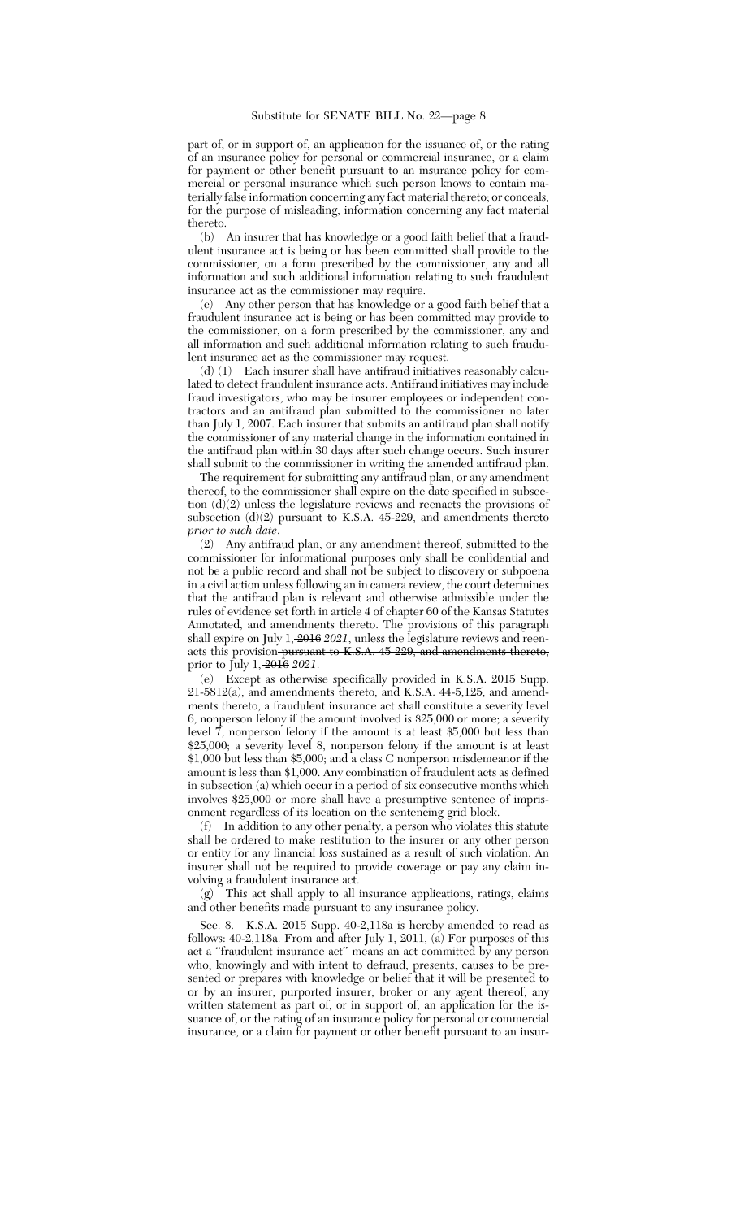part of, or in support of, an application for the issuance of, or the rating of an insurance policy for personal or commercial insurance, or a claim for payment or other benefit pursuant to an insurance policy for commercial or personal insurance which such person knows to contain materially false information concerning any fact material thereto; or conceals, for the purpose of misleading, information concerning any fact material thereto.

(b) An insurer that has knowledge or a good faith belief that a fraudulent insurance act is being or has been committed shall provide to the commissioner, on a form prescribed by the commissioner, any and all information and such additional information relating to such fraudulent insurance act as the commissioner may require.

(c) Any other person that has knowledge or a good faith belief that a fraudulent insurance act is being or has been committed may provide to the commissioner, on a form prescribed by the commissioner, any and all information and such additional information relating to such fraudulent insurance act as the commissioner may request.

(d) (1) Each insurer shall have antifraud initiatives reasonably calculated to detect fraudulent insurance acts. Antifraud initiatives may include fraud investigators, who may be insurer employees or independent contractors and an antifraud plan submitted to the commissioner no later than July 1, 2007. Each insurer that submits an antifraud plan shall notify the commissioner of any material change in the information contained in the antifraud plan within 30 days after such change occurs. Such insurer shall submit to the commissioner in writing the amended antifraud plan.

The requirement for submitting any antifraud plan, or any amendment thereof, to the commissioner shall expire on the date specified in subsection (d)(2) unless the legislature reviews and reenacts the provisions of subsection (d)(2) ~~pursuant to K.S.A. 45-229, and amendments thereto~~ *prior to such date*.

(2) Any antifraud plan, or any amendment thereof, submitted to the commissioner for informational purposes only shall be confidential and not be a public record and shall not be subject to discovery or subpoena in a civil action unless following an in camera review, the court determines that the antifraud plan is relevant and otherwise admissible under the rules of evidence set forth in article 4 of chapter 60 of the Kansas Statutes Annotated, and amendments thereto. The provisions of this paragraph shall expire on July 1, ~~2016~~ *2021*, unless the legislature reviews and reenacts this provision ~~pursuant to K.S.A. 45-229, and amendments thereto,~~ prior to July 1, ~~2016~~ *2021*.

(e) Except as otherwise specifically provided in K.S.A. 2015 Supp. 21-5812(a), and amendments thereto, and K.S.A. 44-5,125, and amendments thereto, a fraudulent insurance act shall constitute a severity level 6, nonperson felony if the amount involved is $25,000 or more; a severity level 7, nonperson felony if the amount is at least $5,000 but less than $25,000; a severity level 8, nonperson felony if the amount is at least $1,000 but less than $5,000; and a class C nonperson misdemeanor if the amount is less than $1,000. Any combination of fraudulent acts as defined in subsection (a) which occur in a period of six consecutive months which involves $25,000 or more shall have a presumptive sentence of imprisonment regardless of its location on the sentencing grid block.

(f) In addition to any other penalty, a person who violates this statute shall be ordered to make restitution to the insurer or any other person or entity for any financial loss sustained as a result of such violation. An insurer shall not be required to provide coverage or pay any claim involving a fraudulent insurance act.

(g) This act shall apply to all insurance applications, ratings, claims and other benefits made pursuant to any insurance policy.

Sec. 8. K.S.A. 2015 Supp. 40-2,118a is hereby amended to read as follows: 40-2,118a. From and after July 1, 2011, (a) For purposes of this act a "fraudulent insurance act" means an act committed by any person who, knowingly and with intent to defraud, presents, causes to be presented or prepares with knowledge or belief that it will be presented to or by an insurer, purported insurer, broker or any agent thereof, any written statement as part of, or in support of, an application for the issuance of, or the rating of an insurance policy for personal or commercial insurance, or a claim for payment or other benefit pursuant to an insur-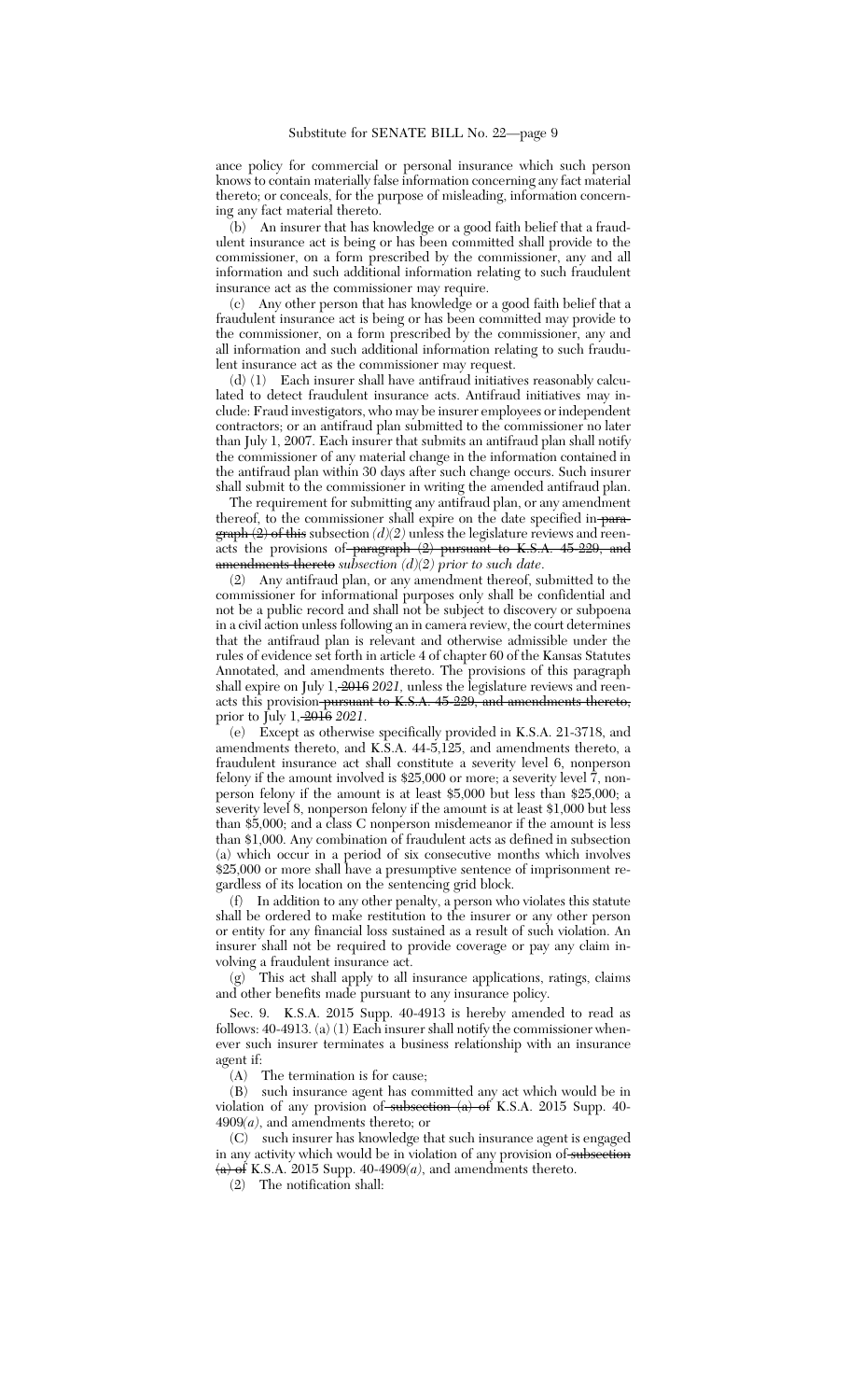ance policy for commercial or personal insurance which such person knows to contain materially false information concerning any fact material thereto; or conceals, for the purpose of misleading, information concerning any fact material thereto.

(b) An insurer that has knowledge or a good faith belief that a fraudulent insurance act is being or has been committed shall provide to the commissioner, on a form prescribed by the commissioner, any and all information and such additional information relating to such fraudulent insurance act as the commissioner may require.

(c) Any other person that has knowledge or a good faith belief that a fraudulent insurance act is being or has been committed may provide to the commissioner, on a form prescribed by the commissioner, any and all information and such additional information relating to such fraudulent insurance act as the commissioner may request.

(d) (1) Each insurer shall have antifraud initiatives reasonably calculated to detect fraudulent insurance acts. Antifraud initiatives may include: Fraud investigators, who may be insurer employees or independent contractors; or an antifraud plan submitted to the commissioner no later than July 1, 2007. Each insurer that submits an antifraud plan shall notify the commissioner of any material change in the information contained in the antifraud plan within 30 days after such change occurs. Such insurer shall submit to the commissioner in writing the amended antifraud plan.

The requirement for submitting any antifraud plan, or any amendment thereof, to the commissioner shall expire on the date specified in ~~paragraph (2) of this~~ subsection *(d)(2)* unless the legislature reviews and reenacts the provisions of ~~paragraph (2) pursuant to K.S.A. 45-229, and amendments thereto~~ *subsection (d)(2) prior to such date*.

(2) Any antifraud plan, or any amendment thereof, submitted to the commissioner for informational purposes only shall be confidential and not be a public record and shall not be subject to discovery or subpoena in a civil action unless following an in camera review, the court determines that the antifraud plan is relevant and otherwise admissible under the rules of evidence set forth in article 4 of chapter 60 of the Kansas Statutes Annotated, and amendments thereto. The provisions of this paragraph shall expire on July 1, ~~2016~~ *2021*, unless the legislature reviews and reenacts this provision ~~pursuant to K.S.A. 45-229, and amendments thereto,~~ prior to July 1, ~~2016~~ *2021*.

(e) Except as otherwise specifically provided in K.S.A. 21-3718, and amendments thereto, and K.S.A. 44-5,125, and amendments thereto, a fraudulent insurance act shall constitute a severity level 6, nonperson felony if the amount involved is $25,000 or more; a severity level 7, nonperson felony if the amount is at least $5,000 but less than $25,000; a severity level 8, nonperson felony if the amount is at least $1,000 but less than $5,000; and a class C nonperson misdemeanor if the amount is less than $1,000. Any combination of fraudulent acts as defined in subsection (a) which occur in a period of six consecutive months which involves $25,000 or more shall have a presumptive sentence of imprisonment regardless of its location on the sentencing grid block.

(f) In addition to any other penalty, a person who violates this statute shall be ordered to make restitution to the insurer or any other person or entity for any financial loss sustained as a result of such violation. An insurer shall not be required to provide coverage or pay any claim involving a fraudulent insurance act.

(g) This act shall apply to all insurance applications, ratings, claims and other benefits made pursuant to any insurance policy.

Sec. 9. K.S.A. 2015 Supp. 40-4913 is hereby amended to read as follows: 40-4913. (a) (1) Each insurer shall notify the commissioner whenever such insurer terminates a business relationship with an insurance agent if:

(A) The termination is for cause;

(B) such insurance agent has committed any act which would be in violation of any provision of ~~subsection (a) of~~ K.S.A. 2015 Supp. 40-4909*(a)*, and amendments thereto; or

(C) such insurer has knowledge that such insurance agent is engaged in any activity which would be in violation of any provision of ~~subsection (a) of~~ K.S.A. 2015 Supp. 40-4909*(a)*, and amendments thereto.

(2) The notification shall: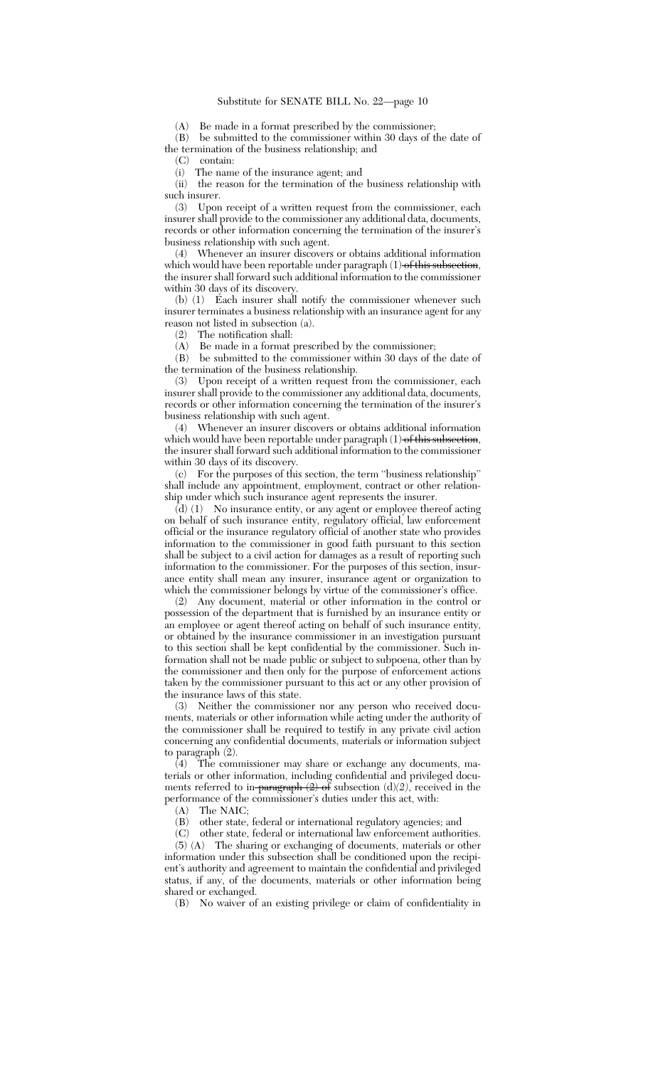(A) Be made in a format prescribed by the commissioner;

(B) be submitted to the commissioner within 30 days of the date of the termination of the business relationship; and

(C) contain:

(i) The name of the insurance agent; and

(ii) the reason for the termination of the business relationship with such insurer.

(3) Upon receipt of a written request from the commissioner, each insurer shall provide to the commissioner any additional data, documents, records or other information concerning the termination of the insurer's business relationship with such agent.

(4) Whenever an insurer discovers or obtains additional information which would have been reportable under paragraph (1) ~~of this subsection~~, the insurer shall forward such additional information to the commissioner within 30 days of its discovery.

(b) (1) Each insurer shall notify the commissioner whenever such insurer terminates a business relationship with an insurance agent for any reason not listed in subsection (a).

(2) The notification shall:

(A) Be made in a format prescribed by the commissioner;

(B) be submitted to the commissioner within 30 days of the date of the termination of the business relationship.

(3) Upon receipt of a written request from the commissioner, each insurer shall provide to the commissioner any additional data, documents, records or other information concerning the termination of the insurer's business relationship with such agent.

(4) Whenever an insurer discovers or obtains additional information which would have been reportable under paragraph (1) ~~of this subsection~~, the insurer shall forward such additional information to the commissioner within 30 days of its discovery.

(c) For the purposes of this section, the term "business relationship" shall include any appointment, employment, contract or other relationship under which such insurance agent represents the insurer.

(d) (1) No insurance entity, or any agent or employee thereof acting on behalf of such insurance entity, regulatory official, law enforcement official or the insurance regulatory official of another state who provides information to the commissioner in good faith pursuant to this section shall be subject to a civil action for damages as a result of reporting such information to the commissioner. For the purposes of this section, insurance entity shall mean any insurer, insurance agent or organization to which the commissioner belongs by virtue of the commissioner's office.

(2) Any document, material or other information in the control or possession of the department that is furnished by an insurance entity or an employee or agent thereof acting on behalf of such insurance entity, or obtained by the insurance commissioner in an investigation pursuant to this section shall be kept confidential by the commissioner. Such information shall not be made public or subject to subpoena, other than by the commissioner and then only for the purpose of enforcement actions taken by the commissioner pursuant to this act or any other provision of the insurance laws of this state.

(3) Neither the commissioner nor any person who received documents, materials or other information while acting under the authority of the commissioner shall be required to testify in any private civil action concerning any confidential documents, materials or information subject to paragraph (2).

(4) The commissioner may share or exchange any documents, materials or other information, including confidential and privileged documents referred to in ~~paragraph (2) of~~ subsection (d)(2), received in the performance of the commissioner's duties under this act, with:

(A) The NAIC;

(B) other state, federal or international regulatory agencies; and

(C) other state, federal or international law enforcement authorities.

(5) (A) The sharing or exchanging of documents, materials or other information under this subsection shall be conditioned upon the recipient's authority and agreement to maintain the confidential and privileged status, if any, of the documents, materials or other information being shared or exchanged.

(B) No waiver of an existing privilege or claim of confidentiality in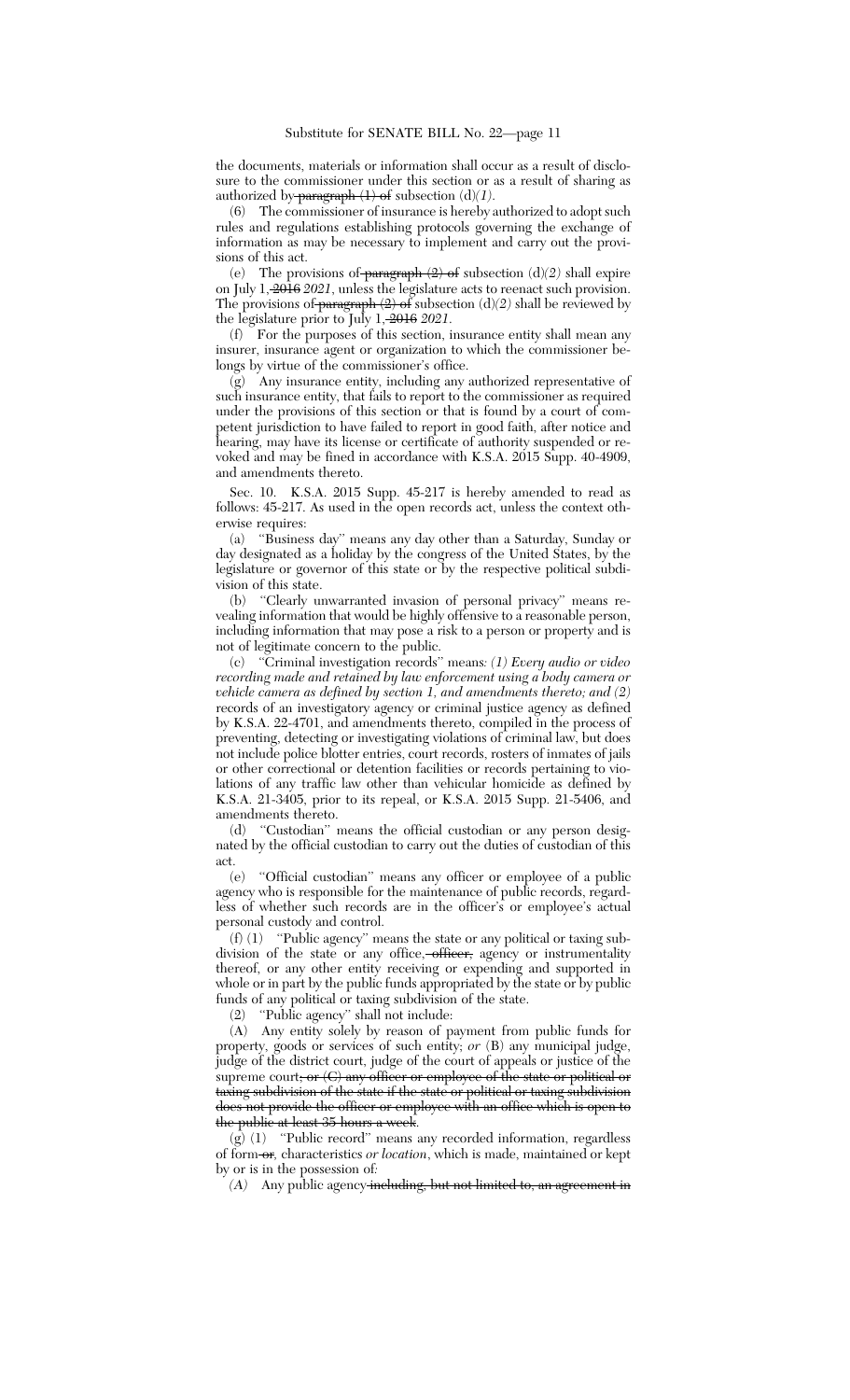the documents, materials or information shall occur as a result of disclosure to the commissioner under this section or as a result of sharing as authorized by ~~paragraph (1) of~~ subsection (d)*(1)*.

(6) The commissioner of insurance is hereby authorized to adopt such rules and regulations establishing protocols governing the exchange of information as may be necessary to implement and carry out the provisions of this act.

(e) The provisions of ~~paragraph (2) of~~ subsection (d)*(2)* shall expire on July 1, ~~2016~~ *2021*, unless the legislature acts to reenact such provision. The provisions of ~~paragraph (2) of~~ subsection (d)*(2)* shall be reviewed by the legislature prior to July 1, ~~2016~~ *2021*.

(f) For the purposes of this section, insurance entity shall mean any insurer, insurance agent or organization to which the commissioner belongs by virtue of the commissioner's office.

(g) Any insurance entity, including any authorized representative of such insurance entity, that fails to report to the commissioner as required under the provisions of this section or that is found by a court of competent jurisdiction to have failed to report in good faith, after notice and hearing, may have its license or certificate of authority suspended or revoked and may be fined in accordance with K.S.A. 2015 Supp. 40-4909, and amendments thereto.

Sec. 10. K.S.A. 2015 Supp. 45-217 is hereby amended to read as follows: 45-217. As used in the open records act, unless the context otherwise requires:

(a) "Business day" means any day other than a Saturday, Sunday or day designated as a holiday by the congress of the United States, by the legislature or governor of this state or by the respective political subdivision of this state.

(b) "Clearly unwarranted invasion of personal privacy" means revealing information that would be highly offensive to a reasonable person, including information that may pose a risk to a person or property and is not of legitimate concern to the public.

(c) "Criminal investigation records" means*: (1) Every audio or video recording made and retained by law enforcement using a body camera or vehicle camera as defined by section 1, and amendments thereto; and (2)* records of an investigatory agency or criminal justice agency as defined by K.S.A. 22-4701, and amendments thereto, compiled in the process of preventing, detecting or investigating violations of criminal law, but does not include police blotter entries, court records, rosters of inmates of jails or other correctional or detention facilities or records pertaining to violations of any traffic law other than vehicular homicide as defined by K.S.A. 21-3405, prior to its repeal, or K.S.A. 2015 Supp. 21-5406, and amendments thereto.

(d) "Custodian" means the official custodian or any person designated by the official custodian to carry out the duties of custodian of this act.

(e) "Official custodian" means any officer or employee of a public agency who is responsible for the maintenance of public records, regardless of whether such records are in the officer's or employee's actual personal custody and control.

(f) (1) "Public agency" means the state or any political or taxing subdivision of the state or any office, ~~officer,~~ agency or instrumentality thereof, or any other entity receiving or expending and supported in whole or in part by the public funds appropriated by the state or by public funds of any political or taxing subdivision of the state.

(2) "Public agency" shall not include:

(A) Any entity solely by reason of payment from public funds for property, goods or services of such entity; *or* (B) any municipal judge, judge of the district court, judge of the court of appeals or justice of the supreme court~~; or (C) any officer or employee of the state or political or taxing subdivision of the state if the state or political or taxing subdivision does not provide the officer or employee with an office which is open to the public at least 35 hours a week~~.

(g) (1) "Public record" means any recorded information, regardless of form ~~or~~*,* characteristics *or location*, which is made, maintained or kept by or is in the possession of:

*(A)* Any public agency ~~including, but not limited to, an agreement in~~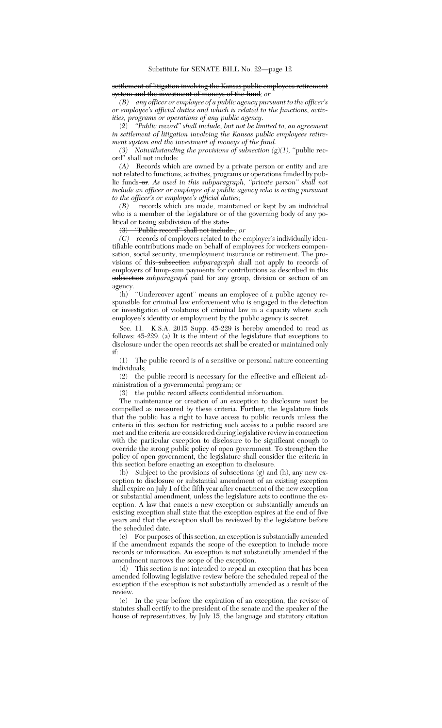~~settlement of litigation involving the Kansas public employees retirement system and the investment of moneys of the fund~~*; or*

*(B) any officer or employee of a public agency pursuant to the officer's or employee's official duties and which is related to the functions, activities, programs or operations of any public agency.*

(2) *"Public record" shall include, but not be limited to, an agreement in settlement of litigation involving the Kansas public employees retirement system and the investment of moneys of the fund.*

*(3) Notwithstanding the provisions of subsection (g)(1),* "public record" shall not include*:*

*(A)* Records which are owned by a private person or entity and are not related to functions, activities, programs or operations funded by public funds ~~or~~*. As used in this subparagraph, "private person" shall not include an officer or employee of a public agency who is acting pursuant to the officer's or employee's official duties;*

*(B)* records which are made, maintained or kept by an individual who is a member of the legislature or of the governing body of any political or taxing subdivision of the state~~.~~

~~(3) "Public record" shall not include~~ *; or*

*(C)* records of employers related to the employer's individually identifiable contributions made on behalf of employees for workers compensation, social security, unemployment insurance or retirement. The provisions of this ~~subsection~~ *subparagraph* shall not apply to records of employers of lump-sum payments for contributions as described in this ~~subsection~~ *subparagraph* paid for any group, division or section of an agency.

(h) "Undercover agent" means an employee of a public agency responsible for criminal law enforcement who is engaged in the detection or investigation of violations of criminal law in a capacity where such employee's identity or employment by the public agency is secret.

Sec. 11. K.S.A. 2015 Supp. 45-229 is hereby amended to read as follows: 45-229. (a) It is the intent of the legislature that exceptions to disclosure under the open records act shall be created or maintained only if:

(1) The public record is of a sensitive or personal nature concerning individuals;

(2) the public record is necessary for the effective and efficient administration of a governmental program; or

(3) the public record affects confidential information.

The maintenance or creation of an exception to disclosure must be compelled as measured by these criteria. Further, the legislature finds that the public has a right to have access to public records unless the criteria in this section for restricting such access to a public record are met and the criteria are considered during legislative review in connection with the particular exception to disclosure to be significant enough to override the strong public policy of open government. To strengthen the policy of open government, the legislature shall consider the criteria in this section before enacting an exception to disclosure.

(b) Subject to the provisions of subsections (g) and (h), any new exception to disclosure or substantial amendment of an existing exception shall expire on July 1 of the fifth year after enactment of the new exception or substantial amendment, unless the legislature acts to continue the exception. A law that enacts a new exception or substantially amends an existing exception shall state that the exception expires at the end of five years and that the exception shall be reviewed by the legislature before the scheduled date.

(c) For purposes of this section, an exception is substantially amended if the amendment expands the scope of the exception to include more records or information. An exception is not substantially amended if the amendment narrows the scope of the exception.

(d) This section is not intended to repeal an exception that has been amended following legislative review before the scheduled repeal of the exception if the exception is not substantially amended as a result of the review.

(e) In the year before the expiration of an exception, the revisor of statutes shall certify to the president of the senate and the speaker of the house of representatives, by July 15, the language and statutory citation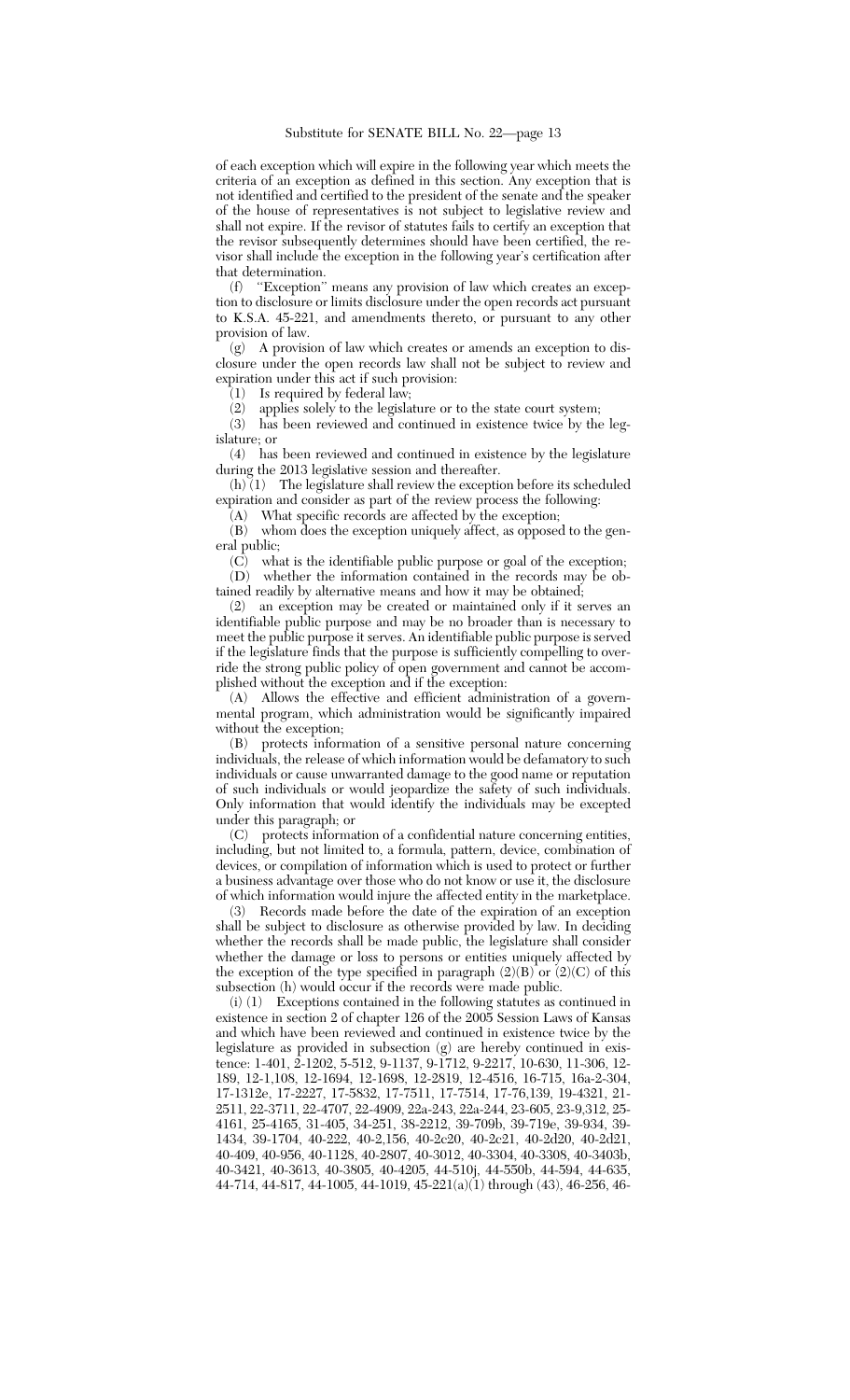of each exception which will expire in the following year which meets the criteria of an exception as defined in this section. Any exception that is not identified and certified to the president of the senate and the speaker of the house of representatives is not subject to legislative review and shall not expire. If the revisor of statutes fails to certify an exception that the revisor subsequently determines should have been certified, the revisor shall include the exception in the following year's certification after that determination.

(f) "Exception" means any provision of law which creates an exception to disclosure or limits disclosure under the open records act pursuant to K.S.A. 45-221, and amendments thereto, or pursuant to any other provision of law.

(g) A provision of law which creates or amends an exception to disclosure under the open records law shall not be subject to review and expiration under this act if such provision:

(1) Is required by federal law;

(2) applies solely to the legislature or to the state court system;

(3) has been reviewed and continued in existence twice by the legislature; or

(4) has been reviewed and continued in existence by the legislature during the 2013 legislative session and thereafter.

(h) (1) The legislature shall review the exception before its scheduled expiration and consider as part of the review process the following:

(A) What specific records are affected by the exception;

(B) whom does the exception uniquely affect, as opposed to the general public;

(C) what is the identifiable public purpose or goal of the exception;

(D) whether the information contained in the records may be obtained readily by alternative means and how it may be obtained;

(2) an exception may be created or maintained only if it serves an identifiable public purpose and may be no broader than is necessary to meet the public purpose it serves. An identifiable public purpose is served if the legislature finds that the purpose is sufficiently compelling to override the strong public policy of open government and cannot be accomplished without the exception and if the exception:

(A) Allows the effective and efficient administration of a governmental program, which administration would be significantly impaired without the exception;

(B) protects information of a sensitive personal nature concerning individuals, the release of which information would be defamatory to such individuals or cause unwarranted damage to the good name or reputation of such individuals or would jeopardize the safety of such individuals. Only information that would identify the individuals may be excepted under this paragraph; or

(C) protects information of a confidential nature concerning entities, including, but not limited to, a formula, pattern, device, combination of devices, or compilation of information which is used to protect or further a business advantage over those who do not know or use it, the disclosure of which information would injure the affected entity in the marketplace.

(3) Records made before the date of the expiration of an exception shall be subject to disclosure as otherwise provided by law. In deciding whether the records shall be made public, the legislature shall consider whether the damage or loss to persons or entities uniquely affected by the exception of the type specified in paragraph (2)(B) or (2)(C) of this subsection (h) would occur if the records were made public.

(i) (1) Exceptions contained in the following statutes as continued in existence in section 2 of chapter 126 of the 2005 Session Laws of Kansas and which have been reviewed and continued in existence twice by the legislature as provided in subsection (g) are hereby continued in existence: 1-401, 2-1202, 5-512, 9-1137, 9-1712, 9-2217, 10-630, 11-306, 12-189, 12-1,108, 12-1694, 12-1698, 12-2819, 12-4516, 16-715, 16a-2-304, 17-1312e, 17-2227, 17-5832, 17-7511, 17-7514, 17-76,139, 19-4321, 21-2511, 22-3711, 22-4707, 22-4909, 22a-243, 22a-244, 23-605, 23-9,312, 25-4161, 25-4165, 31-405, 34-251, 38-2212, 39-709b, 39-719e, 39-934, 39-1434, 39-1704, 40-222, 40-2,156, 40-2c20, 40-2c21, 40-2d20, 40-2d21, 40-409, 40-956, 40-1128, 40-2807, 40-3012, 40-3304, 40-3308, 40-3403b, 40-3421, 40-3613, 40-3805, 40-4205, 44-510j, 44-550b, 44-594, 44-635, 44-714, 44-817, 44-1005, 44-1019, 45-221(a)(1) through (43), 46-256, 46-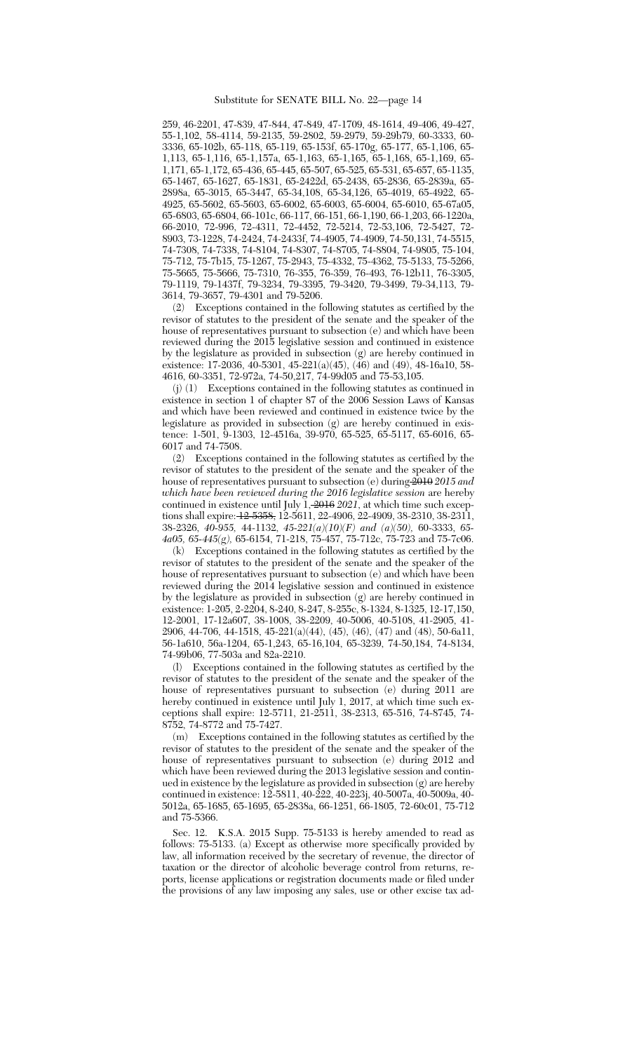259, 46-2201, 47-839, 47-844, 47-849, 47-1709, 48-1614, 49-406, 49-427, 55-1,102, 58-4114, 59-2135, 59-2802, 59-2979, 59-29b79, 60-3333, 60-3336, 65-102b, 65-118, 65-119, 65-153f, 65-170g, 65-177, 65-1,106, 65-1,113, 65-1,116, 65-1,157a, 65-1,163, 65-1,165, 65-1,168, 65-1,169, 65-1,171, 65-1,172, 65-436, 65-445, 65-507, 65-525, 65-531, 65-657, 65-1135, 65-1467, 65-1627, 65-1831, 65-2422d, 65-2438, 65-2836, 65-2839a, 65-2898a, 65-3015, 65-3447, 65-34,108, 65-34,126, 65-4019, 65-4922, 65-4925, 65-5602, 65-5603, 65-6002, 65-6003, 65-6004, 65-6010, 65-67a05, 65-6803, 65-6804, 66-101c, 66-117, 66-151, 66-1,190, 66-1,203, 66-1220a, 66-2010, 72-996, 72-4311, 72-4452, 72-5214, 72-53,106, 72-5427, 72-8903, 73-1228, 74-2424, 74-2433f, 74-4905, 74-4909, 74-50,131, 74-5515, 74-7308, 74-7338, 74-8104, 74-8307, 74-8705, 74-8804, 74-9805, 75-104, 75-712, 75-7b15, 75-1267, 75-2943, 75-4332, 75-4362, 75-5133, 75-5266, 75-5665, 75-5666, 75-7310, 76-355, 76-359, 76-493, 76-12b11, 76-3305, 79-1119, 79-1437f, 79-3234, 79-3395, 79-3420, 79-3499, 79-34,113, 79-3614, 79-3657, 79-4301 and 79-5206.

(2) Exceptions contained in the following statutes as certified by the revisor of statutes to the president of the senate and the speaker of the house of representatives pursuant to subsection (e) and which have been reviewed during the 2015 legislative session and continued in existence by the legislature as provided in subsection (g) are hereby continued in existence: 17-2036, 40-5301, 45-221(a)(45), (46) and (49), 48-16a10, 58-4616, 60-3351, 72-972a, 74-50,217, 74-99d05 and 75-53,105.

(j) (1) Exceptions contained in the following statutes as continued in existence in section 1 of chapter 87 of the 2006 Session Laws of Kansas and which have been reviewed and continued in existence twice by the legislature as provided in subsection (g) are hereby continued in existence: 1-501, 9-1303, 12-4516a, 39-970, 65-525, 65-5117, 65-6016, 65-6017 and 74-7508.

(2) Exceptions contained in the following statutes as certified by the revisor of statutes to the president of the senate and the speaker of the house of representatives pursuant to subsection (e) during ~~2010~~ *2015 and which have been reviewed during the 2016 legislative session* are hereby continued in existence until July 1, ~~2016~~ *2021*, at which time such exceptions shall expire: ~~12-5358,~~ 12-5611, 22-4906, 22-4909, 38-2310, 38-2311, 38-2326, *40-955,* 44-1132, *45-221(a)(10)(F) and (a)(50),* 60-3333, *65-4a05, 65-445(g),* 65-6154, 71-218, 75-457, 75-712c, 75-723 and 75-7c06.

(k) Exceptions contained in the following statutes as certified by the revisor of statutes to the president of the senate and the speaker of the house of representatives pursuant to subsection (e) and which have been reviewed during the 2014 legislative session and continued in existence by the legislature as provided in subsection (g) are hereby continued in existence: 1-205, 2-2204, 8-240, 8-247, 8-255c, 8-1324, 8-1325, 12-17,150, 12-2001, 17-12a607, 38-1008, 38-2209, 40-5006, 40-5108, 41-2905, 41-2906, 44-706, 44-1518, 45-221(a)(44), (45), (46), (47) and (48), 50-6a11, 56-1a610, 56a-1204, 65-1,243, 65-16,104, 65-3239, 74-50,184, 74-8134, 74-99b06, 77-503a and 82a-2210.

(l) Exceptions contained in the following statutes as certified by the revisor of statutes to the president of the senate and the speaker of the house of representatives pursuant to subsection (e) during 2011 are hereby continued in existence until July 1, 2017, at which time such exceptions shall expire: 12-5711, 21-2511, 38-2313, 65-516, 74-8745, 74-8752, 74-8772 and 75-7427.

(m) Exceptions contained in the following statutes as certified by the revisor of statutes to the president of the senate and the speaker of the house of representatives pursuant to subsection (e) during 2012 and which have been reviewed during the 2013 legislative session and continued in existence by the legislature as provided in subsection (g) are hereby continued in existence: 12-5811, 40-222, 40-223j, 40-5007a, 40-5009a, 40-5012a, 65-1685, 65-1695, 65-2838a, 66-1251, 66-1805, 72-60c01, 75-712 and 75-5366.

Sec. 12. K.S.A. 2015 Supp. 75-5133 is hereby amended to read as follows: 75-5133. (a) Except as otherwise more specifically provided by law, all information received by the secretary of revenue, the director of taxation or the director of alcoholic beverage control from returns, reports, license applications or registration documents made or filed under the provisions of any law imposing any sales, use or other excise tax ad-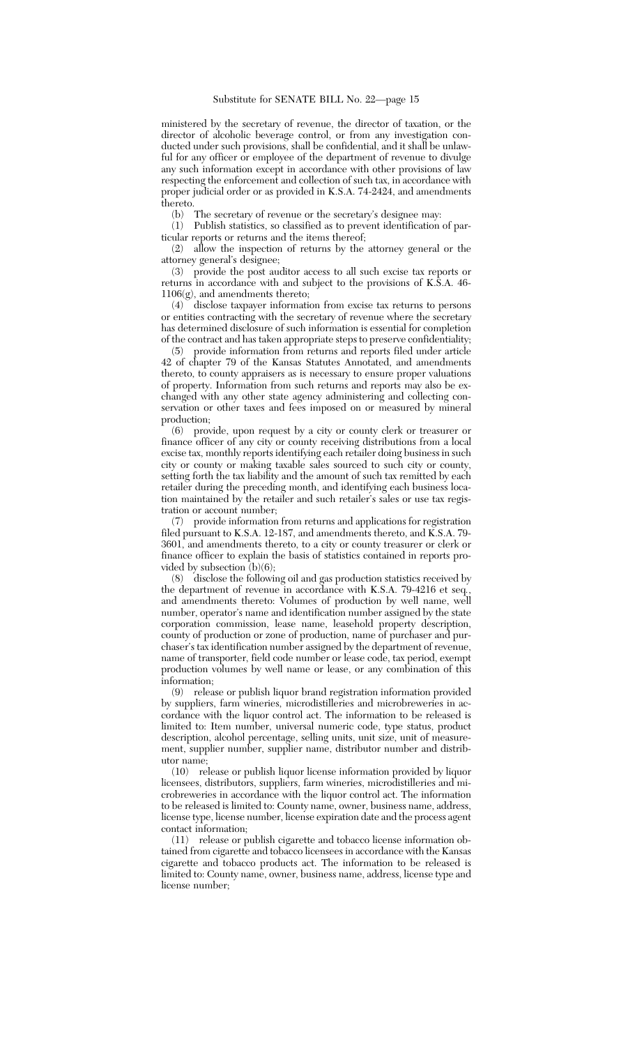ministered by the secretary of revenue, the director of taxation, or the director of alcoholic beverage control, or from any investigation conducted under such provisions, shall be confidential, and it shall be unlawful for any officer or employee of the department of revenue to divulge any such information except in accordance with other provisions of law respecting the enforcement and collection of such tax, in accordance with proper judicial order or as provided in K.S.A. 74-2424, and amendments thereto.

(b) The secretary of revenue or the secretary's designee may:

(1) Publish statistics, so classified as to prevent identification of particular reports or returns and the items thereof;

(2) allow the inspection of returns by the attorney general or the attorney general's designee;

(3) provide the post auditor access to all such excise tax reports or returns in accordance with and subject to the provisions of K.S.A. 46-1106(g), and amendments thereto;

(4) disclose taxpayer information from excise tax returns to persons or entities contracting with the secretary of revenue where the secretary has determined disclosure of such information is essential for completion of the contract and has taken appropriate steps to preserve confidentiality;

(5) provide information from returns and reports filed under article 42 of chapter 79 of the Kansas Statutes Annotated, and amendments thereto, to county appraisers as is necessary to ensure proper valuations of property. Information from such returns and reports may also be exchanged with any other state agency administering and collecting conservation or other taxes and fees imposed on or measured by mineral production;

(6) provide, upon request by a city or county clerk or treasurer or finance officer of any city or county receiving distributions from a local excise tax, monthly reports identifying each retailer doing business in such city or county or making taxable sales sourced to such city or county, setting forth the tax liability and the amount of such tax remitted by each retailer during the preceding month, and identifying each business location maintained by the retailer and such retailer's sales or use tax registration or account number;

(7) provide information from returns and applications for registration filed pursuant to K.S.A. 12-187, and amendments thereto, and K.S.A. 79-3601, and amendments thereto, to a city or county treasurer or clerk or finance officer to explain the basis of statistics contained in reports provided by subsection (b)(6);

(8) disclose the following oil and gas production statistics received by the department of revenue in accordance with K.S.A. 79-4216 et seq., and amendments thereto: Volumes of production by well name, well number, operator's name and identification number assigned by the state corporation commission, lease name, leasehold property description, county of production or zone of production, name of purchaser and purchaser's tax identification number assigned by the department of revenue, name of transporter, field code number or lease code, tax period, exempt production volumes by well name or lease, or any combination of this information;

(9) release or publish liquor brand registration information provided by suppliers, farm wineries, microdistilleries and microbreweries in accordance with the liquor control act. The information to be released is limited to: Item number, universal numeric code, type status, product description, alcohol percentage, selling units, unit size, unit of measurement, supplier number, supplier name, distributor number and distributor name;

(10) release or publish liquor license information provided by liquor licensees, distributors, suppliers, farm wineries, microdistilleries and microbreweries in accordance with the liquor control act. The information to be released is limited to: County name, owner, business name, address, license type, license number, license expiration date and the process agent contact information;

(11) release or publish cigarette and tobacco license information obtained from cigarette and tobacco licensees in accordance with the Kansas cigarette and tobacco products act. The information to be released is limited to: County name, owner, business name, address, license type and license number;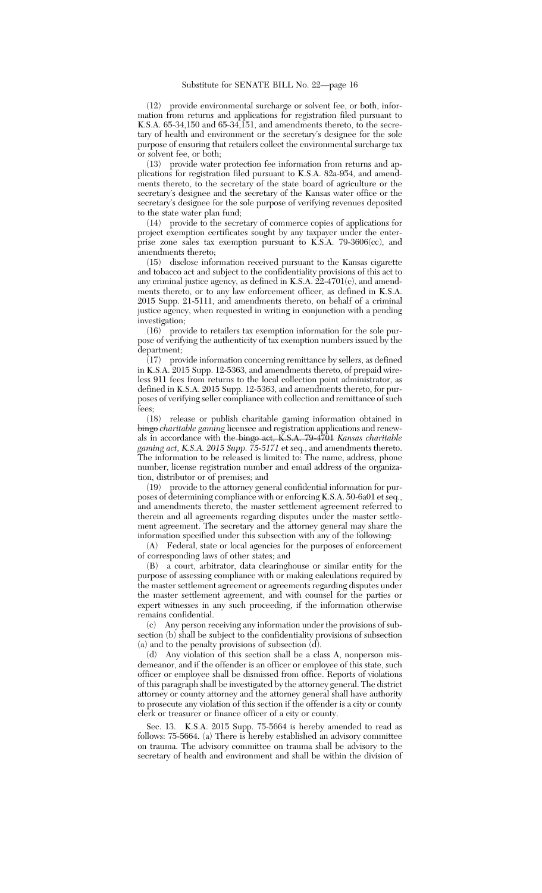(12) provide environmental surcharge or solvent fee, or both, information from returns and applications for registration filed pursuant to K.S.A. 65-34,150 and 65-34,151, and amendments thereto, to the secretary of health and environment or the secretary's designee for the sole purpose of ensuring that retailers collect the environmental surcharge tax or solvent fee, or both;

(13) provide water protection fee information from returns and applications for registration filed pursuant to K.S.A. 82a-954, and amendments thereto, to the secretary of the state board of agriculture or the secretary's designee and the secretary of the Kansas water office or the secretary's designee for the sole purpose of verifying revenues deposited to the state water plan fund;

(14) provide to the secretary of commerce copies of applications for project exemption certificates sought by any taxpayer under the enterprise zone sales tax exemption pursuant to K.S.A. 79-3606(cc), and amendments thereto;

(15) disclose information received pursuant to the Kansas cigarette and tobacco act and subject to the confidentiality provisions of this act to any criminal justice agency, as defined in K.S.A. 22-4701(c), and amendments thereto, or to any law enforcement officer, as defined in K.S.A. 2015 Supp. 21-5111, and amendments thereto, on behalf of a criminal justice agency, when requested in writing in conjunction with a pending investigation;

(16) provide to retailers tax exemption information for the sole purpose of verifying the authenticity of tax exemption numbers issued by the department;

(17) provide information concerning remittance by sellers, as defined in K.S.A. 2015 Supp. 12-5363, and amendments thereto, of prepaid wireless 911 fees from returns to the local collection point administrator, as defined in K.S.A. 2015 Supp. 12-5363, and amendments thereto, for purposes of verifying seller compliance with collection and remittance of such fees;

(18) release or publish charitable gaming information obtained in ~~bingo~~ *charitable gaming* licensee and registration applications and renewals in accordance with the ~~bingo act, K.S.A. 79-4701~~ *Kansas charitable gaming act, K.S.A. 2015 Supp. 75-5171* et seq., and amendments thereto. The information to be released is limited to: The name, address, phone number, license registration number and email address of the organization, distributor or of premises; and

(19) provide to the attorney general confidential information for purposes of determining compliance with or enforcing K.S.A. 50-6a01 et seq., and amendments thereto, the master settlement agreement referred to therein and all agreements regarding disputes under the master settlement agreement. The secretary and the attorney general may share the information specified under this subsection with any of the following:

(A) Federal, state or local agencies for the purposes of enforcement of corresponding laws of other states; and

(B) a court, arbitrator, data clearinghouse or similar entity for the purpose of assessing compliance with or making calculations required by the master settlement agreement or agreements regarding disputes under the master settlement agreement, and with counsel for the parties or expert witnesses in any such proceeding, if the information otherwise remains confidential.

(c) Any person receiving any information under the provisions of subsection (b) shall be subject to the confidentiality provisions of subsection (a) and to the penalty provisions of subsection (d).

(d) Any violation of this section shall be a class A, nonperson misdemeanor, and if the offender is an officer or employee of this state, such officer or employee shall be dismissed from office. Reports of violations of this paragraph shall be investigated by the attorney general. The district attorney or county attorney and the attorney general shall have authority to prosecute any violation of this section if the offender is a city or county clerk or treasurer or finance officer of a city or county.

Sec. 13. K.S.A. 2015 Supp. 75-5664 is hereby amended to read as follows: 75-5664. (a) There is hereby established an advisory committee on trauma. The advisory committee on trauma shall be advisory to the secretary of health and environment and shall be within the division of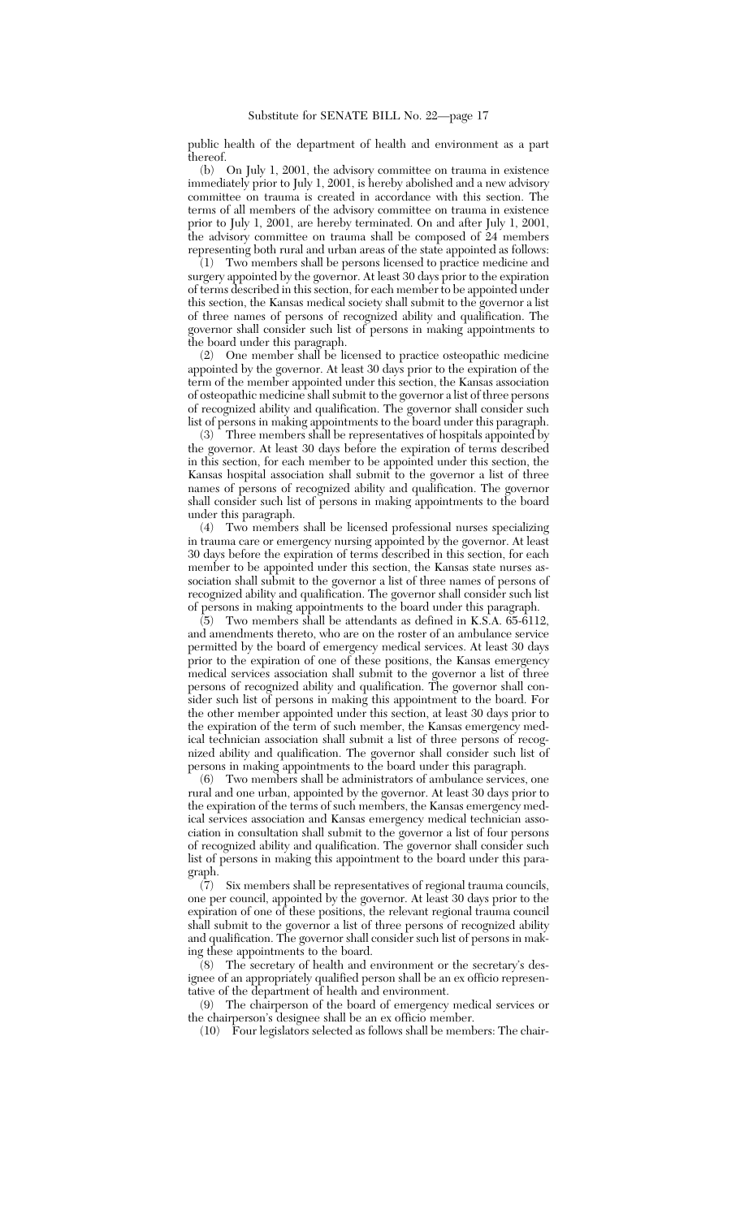public health of the department of health and environment as a part thereof.

(b) On July 1, 2001, the advisory committee on trauma in existence immediately prior to July 1, 2001, is hereby abolished and a new advisory committee on trauma is created in accordance with this section. The terms of all members of the advisory committee on trauma in existence prior to July 1, 2001, are hereby terminated. On and after July 1, 2001, the advisory committee on trauma shall be composed of 24 members representing both rural and urban areas of the state appointed as follows:

(1) Two members shall be persons licensed to practice medicine and surgery appointed by the governor. At least 30 days prior to the expiration of terms described in this section, for each member to be appointed under this section, the Kansas medical society shall submit to the governor a list of three names of persons of recognized ability and qualification. The governor shall consider such list of persons in making appointments to the board under this paragraph.

(2) One member shall be licensed to practice osteopathic medicine appointed by the governor. At least 30 days prior to the expiration of the term of the member appointed under this section, the Kansas association of osteopathic medicine shall submit to the governor a list of three persons of recognized ability and qualification. The governor shall consider such list of persons in making appointments to the board under this paragraph.

(3) Three members shall be representatives of hospitals appointed by the governor. At least 30 days before the expiration of terms described in this section, for each member to be appointed under this section, the Kansas hospital association shall submit to the governor a list of three names of persons of recognized ability and qualification. The governor shall consider such list of persons in making appointments to the board under this paragraph.

(4) Two members shall be licensed professional nurses specializing in trauma care or emergency nursing appointed by the governor. At least 30 days before the expiration of terms described in this section, for each member to be appointed under this section, the Kansas state nurses association shall submit to the governor a list of three names of persons of recognized ability and qualification. The governor shall consider such list of persons in making appointments to the board under this paragraph.

(5) Two members shall be attendants as defined in K.S.A. 65-6112, and amendments thereto, who are on the roster of an ambulance service permitted by the board of emergency medical services. At least 30 days prior to the expiration of one of these positions, the Kansas emergency medical services association shall submit to the governor a list of three persons of recognized ability and qualification. The governor shall consider such list of persons in making this appointment to the board. For the other member appointed under this section, at least 30 days prior to the expiration of the term of such member, the Kansas emergency medical technician association shall submit a list of three persons of recognized ability and qualification. The governor shall consider such list of persons in making appointments to the board under this paragraph.

(6) Two members shall be administrators of ambulance services, one rural and one urban, appointed by the governor. At least 30 days prior to the expiration of the terms of such members, the Kansas emergency medical services association and Kansas emergency medical technician association in consultation shall submit to the governor a list of four persons of recognized ability and qualification. The governor shall consider such list of persons in making this appointment to the board under this paragraph.

(7) Six members shall be representatives of regional trauma councils, one per council, appointed by the governor. At least 30 days prior to the expiration of one of these positions, the relevant regional trauma council shall submit to the governor a list of three persons of recognized ability and qualification. The governor shall consider such list of persons in making these appointments to the board.

(8) The secretary of health and environment or the secretary's designee of an appropriately qualified person shall be an ex officio representative of the department of health and environment.

(9) The chairperson of the board of emergency medical services or the chairperson's designee shall be an ex officio member.

(10) Four legislators selected as follows shall be members: The chair-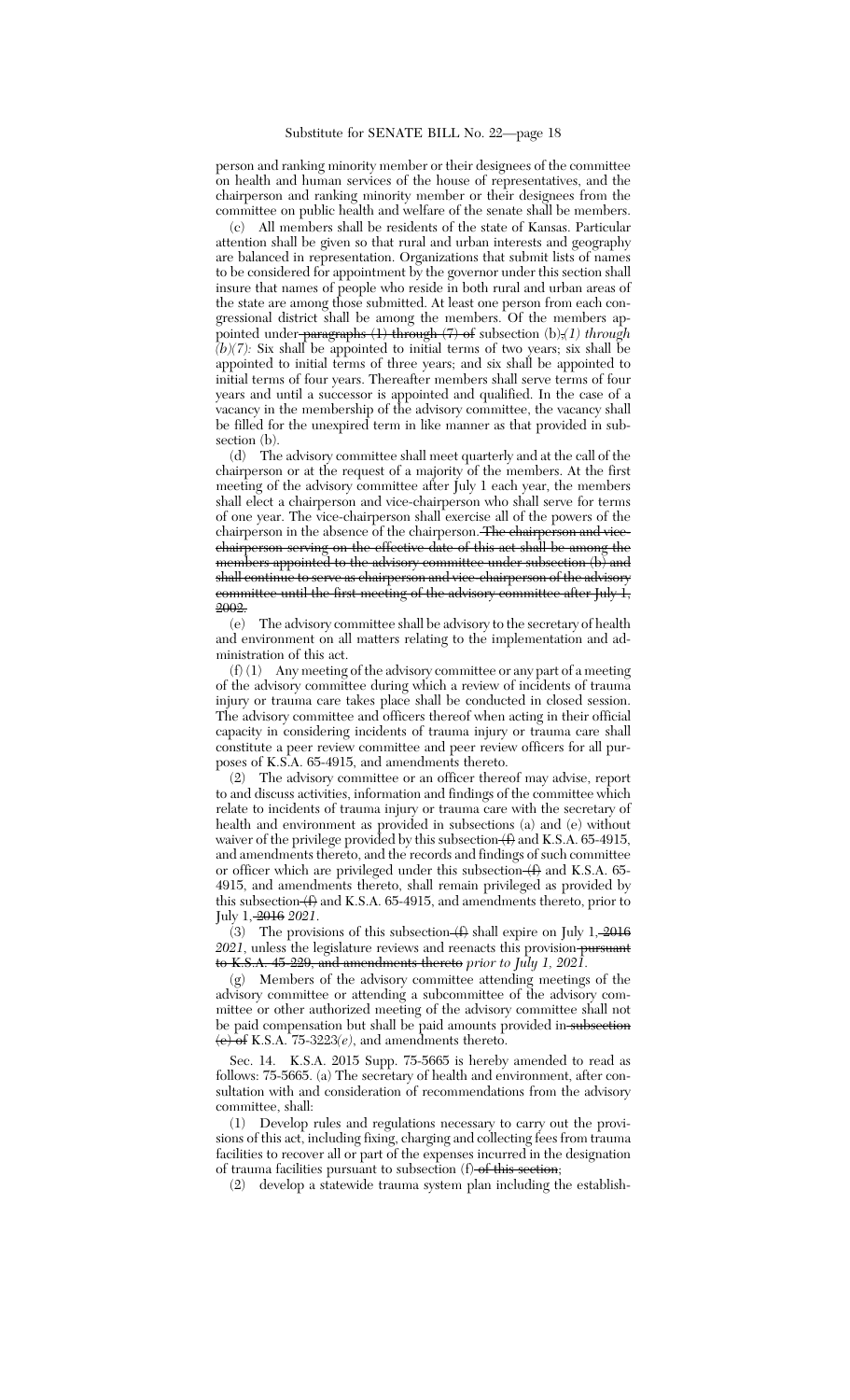person and ranking minority member or their designees of the committee on health and human services of the house of representatives, and the chairperson and ranking minority member or their designees from the committee on public health and welfare of the senate shall be members.

(c) All members shall be residents of the state of Kansas. Particular attention shall be given so that rural and urban interests and geography are balanced in representation. Organizations that submit lists of names to be considered for appointment by the governor under this section shall insure that names of people who reside in both rural and urban areas of the state are among those submitted. At least one person from each congressional district shall be among the members. Of the members appointed under ~~paragraphs (1) through (7) of~~ subsection (b)~~,~~*(1) through (b)(7):* Six shall be appointed to initial terms of two years; six shall be appointed to initial terms of three years; and six shall be appointed to initial terms of four years. Thereafter members shall serve terms of four years and until a successor is appointed and qualified. In the case of a vacancy in the membership of the advisory committee, the vacancy shall be filled for the unexpired term in like manner as that provided in subsection (b).

(d) The advisory committee shall meet quarterly and at the call of the chairperson or at the request of a majority of the members. At the first meeting of the advisory committee after July 1 each year, the members shall elect a chairperson and vice-chairperson who shall serve for terms of one year. The vice-chairperson shall exercise all of the powers of the chairperson in the absence of the chairperson. ~~The chairperson and vice-chairperson serving on the effective date of this act shall be among the members appointed to the advisory committee under subsection (b) and shall continue to serve as chairperson and vice-chairperson of the advisory committee until the first meeting of the advisory committee after July 1, 2002.~~

(e) The advisory committee shall be advisory to the secretary of health and environment on all matters relating to the implementation and administration of this act.

(f) (1) Any meeting of the advisory committee or any part of a meeting of the advisory committee during which a review of incidents of trauma injury or trauma care takes place shall be conducted in closed session. The advisory committee and officers thereof when acting in their official capacity in considering incidents of trauma injury or trauma care shall constitute a peer review committee and peer review officers for all purposes of K.S.A. 65-4915, and amendments thereto.

(2) The advisory committee or an officer thereof may advise, report to and discuss activities, information and findings of the committee which relate to incidents of trauma injury or trauma care with the secretary of health and environment as provided in subsections (a) and (e) without waiver of the privilege provided by this subsection ~~(f)~~ and K.S.A. 65-4915, and amendments thereto, and the records and findings of such committee or officer which are privileged under this subsection ~~(f)~~ and K.S.A. 65-4915, and amendments thereto, shall remain privileged as provided by this subsection ~~(f)~~ and K.S.A. 65-4915, and amendments thereto, prior to July 1, ~~2016~~ *2021*.

(3) The provisions of this subsection ~~(f)~~ shall expire on July 1, ~~2016~~ *2021*, unless the legislature reviews and reenacts this provision ~~pursuant to K.S.A. 45-229, and amendments thereto~~ *prior to July 1, 2021*.

(g) Members of the advisory committee attending meetings of the advisory committee or attending a subcommittee of the advisory committee or other authorized meeting of the advisory committee shall not be paid compensation but shall be paid amounts provided in ~~subsection (e) of~~ K.S.A. 75-3223*(e)*, and amendments thereto.

Sec. 14. K.S.A. 2015 Supp. 75-5665 is hereby amended to read as follows: 75-5665. (a) The secretary of health and environment, after consultation with and consideration of recommendations from the advisory committee, shall:

(1) Develop rules and regulations necessary to carry out the provisions of this act, including fixing, charging and collecting fees from trauma facilities to recover all or part of the expenses incurred in the designation of trauma facilities pursuant to subsection (f) ~~of this section~~;

(2) develop a statewide trauma system plan including the establish-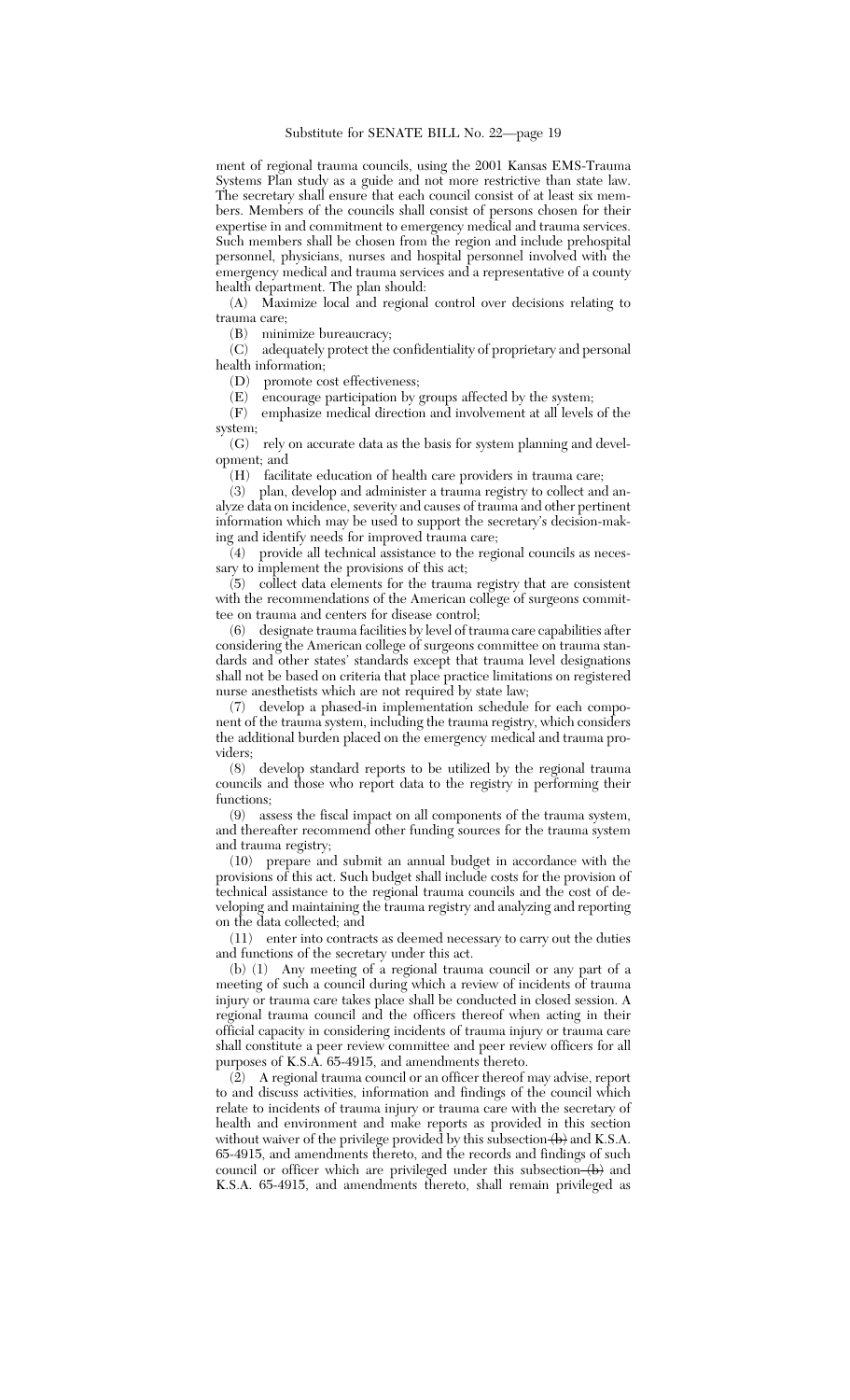ment of regional trauma councils, using the 2001 Kansas EMS-Trauma Systems Plan study as a guide and not more restrictive than state law. The secretary shall ensure that each council consist of at least six members. Members of the councils shall consist of persons chosen for their expertise in and commitment to emergency medical and trauma services. Such members shall be chosen from the region and include prehospital personnel, physicians, nurses and hospital personnel involved with the emergency medical and trauma services and a representative of a county health department. The plan should:

(A) Maximize local and regional control over decisions relating to trauma care;

(B) minimize bureaucracy;

(C) adequately protect the confidentiality of proprietary and personal health information;

(D) promote cost effectiveness;

(E) encourage participation by groups affected by the system;

(F) emphasize medical direction and involvement at all levels of the system;

(G) rely on accurate data as the basis for system planning and development; and

(H) facilitate education of health care providers in trauma care;

(3) plan, develop and administer a trauma registry to collect and analyze data on incidence, severity and causes of trauma and other pertinent information which may be used to support the secretary's decision-making and identify needs for improved trauma care;

(4) provide all technical assistance to the regional councils as necessary to implement the provisions of this act;

(5) collect data elements for the trauma registry that are consistent with the recommendations of the American college of surgeons committee on trauma and centers for disease control;

(6) designate trauma facilities by level of trauma care capabilities after considering the American college of surgeons committee on trauma standards and other states' standards except that trauma level designations shall not be based on criteria that place practice limitations on registered nurse anesthetists which are not required by state law;

(7) develop a phased-in implementation schedule for each component of the trauma system, including the trauma registry, which considers the additional burden placed on the emergency medical and trauma providers;

(8) develop standard reports to be utilized by the regional trauma councils and those who report data to the registry in performing their functions;

(9) assess the fiscal impact on all components of the trauma system, and thereafter recommend other funding sources for the trauma system and trauma registry;

(10) prepare and submit an annual budget in accordance with the provisions of this act. Such budget shall include costs for the provision of technical assistance to the regional trauma councils and the cost of developing and maintaining the trauma registry and analyzing and reporting on the data collected; and

(11) enter into contracts as deemed necessary to carry out the duties and functions of the secretary under this act.

(b) (1) Any meeting of a regional trauma council or any part of a meeting of such a council during which a review of incidents of trauma injury or trauma care takes place shall be conducted in closed session. A regional trauma council and the officers thereof when acting in their official capacity in considering incidents of trauma injury or trauma care shall constitute a peer review committee and peer review officers for all purposes of K.S.A. 65-4915, and amendments thereto.

(2) A regional trauma council or an officer thereof may advise, report to and discuss activities, information and findings of the council which relate to incidents of trauma injury or trauma care with the secretary of health and environment and make reports as provided in this section without waiver of the privilege provided by this subsection ~~(b)~~ and K.S.A. 65-4915, and amendments thereto, and the records and findings of such council or officer which are privileged under this subsection ~~(b)~~ and K.S.A. 65-4915, and amendments thereto, shall remain privileged as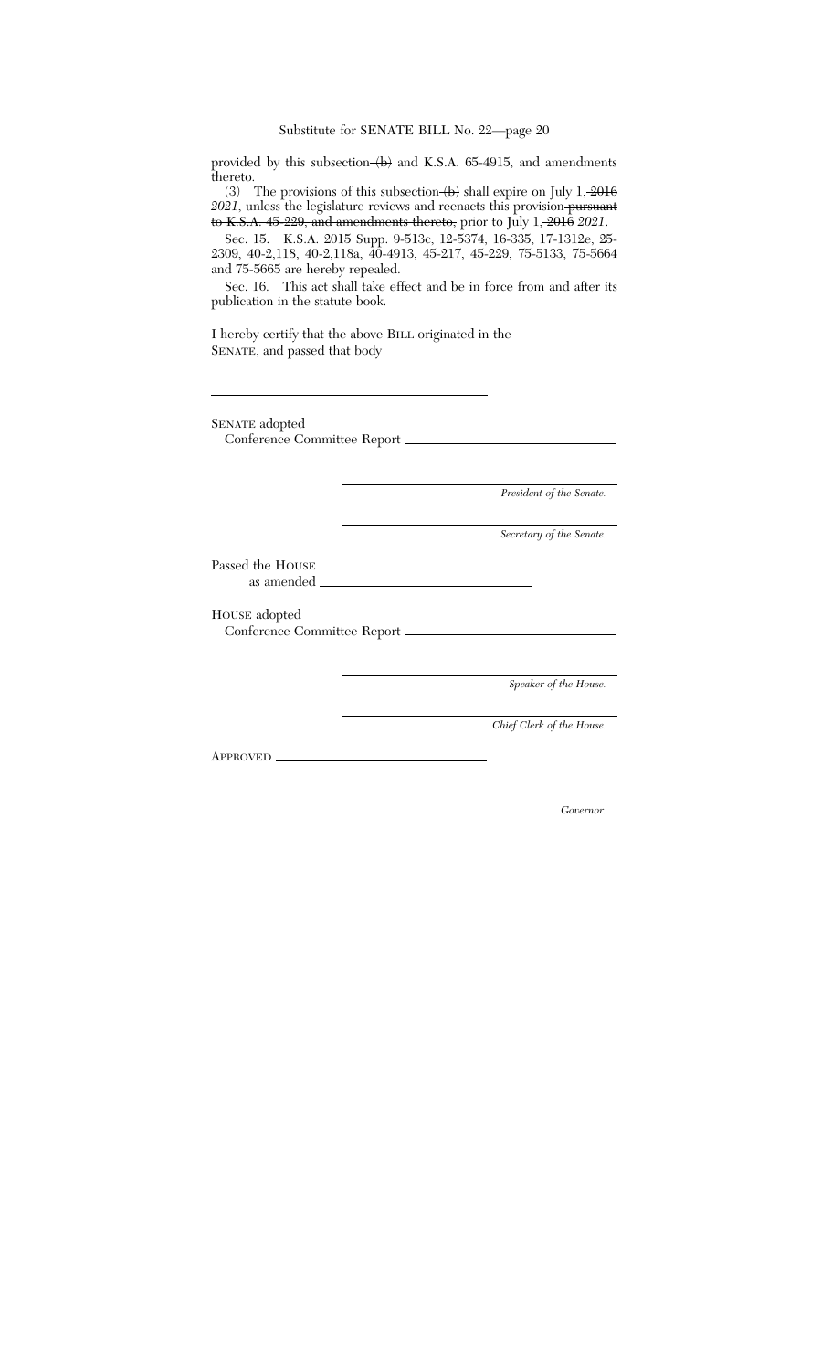provided by this subsection ~~(b)~~ and K.S.A. 65-4915, and amendments thereto.

(3) The provisions of this subsection ~~(b)~~ shall expire on July 1, ~~2016~~ *2021*, unless the legislature reviews and reenacts this provision ~~pursuant to K.S.A. 45-229, and amendments thereto,~~ prior to July 1, ~~2016~~ *2021*.

Sec. 15. K.S.A. 2015 Supp. 9-513c, 12-5374, 16-335, 17-1312e, 25-2309, 40-2,118, 40-2,118a, 40-4913, 45-217, 45-229, 75-5133, 75-5664 and 75-5665 are hereby repealed.

Sec. 16. This act shall take effect and be in force from and after its publication in the statute book.

I hereby certify that the above BILL originated in the SENATE, and passed that body

\_\_\_\_\_\_\_\_\_\_\_\_\_\_\_\_\_\_\_\_\_\_\_\_\_\_\_\_\_\_\_\_

SENATE adopted
Conference Committee Report \_\_\_\_\_\_\_\_\_\_\_\_\_\_\_\_\_\_\_\_\_\_\_\_

\_\_\_\_\_\_\_\_\_\_\_\_\_\_\_\_\_\_\_\_\_\_\_\_
*President of the Senate.*

\_\_\_\_\_\_\_\_\_\_\_\_\_\_\_\_\_\_\_\_\_\_\_\_
*Secretary of the Senate.*

Passed the HOUSE
as amended \_\_\_\_\_\_\_\_\_\_\_\_\_\_\_\_\_\_\_\_\_\_\_\_

HOUSE adopted
Conference Committee Report \_\_\_\_\_\_\_\_\_\_\_\_\_\_\_\_\_\_\_\_\_\_\_\_

\_\_\_\_\_\_\_\_\_\_\_\_\_\_\_\_\_\_\_\_\_\_\_\_
*Speaker of the House.*

\_\_\_\_\_\_\_\_\_\_\_\_\_\_\_\_\_\_\_\_\_\_\_\_
*Chief Clerk of the House.*

APPROVED \_\_\_\_\_\_\_\_\_\_\_\_\_\_\_\_\_\_\_\_\_\_\_\_

\_\_\_\_\_\_\_\_\_\_\_\_\_\_\_\_\_\_\_\_\_\_\_\_
*Governor.*